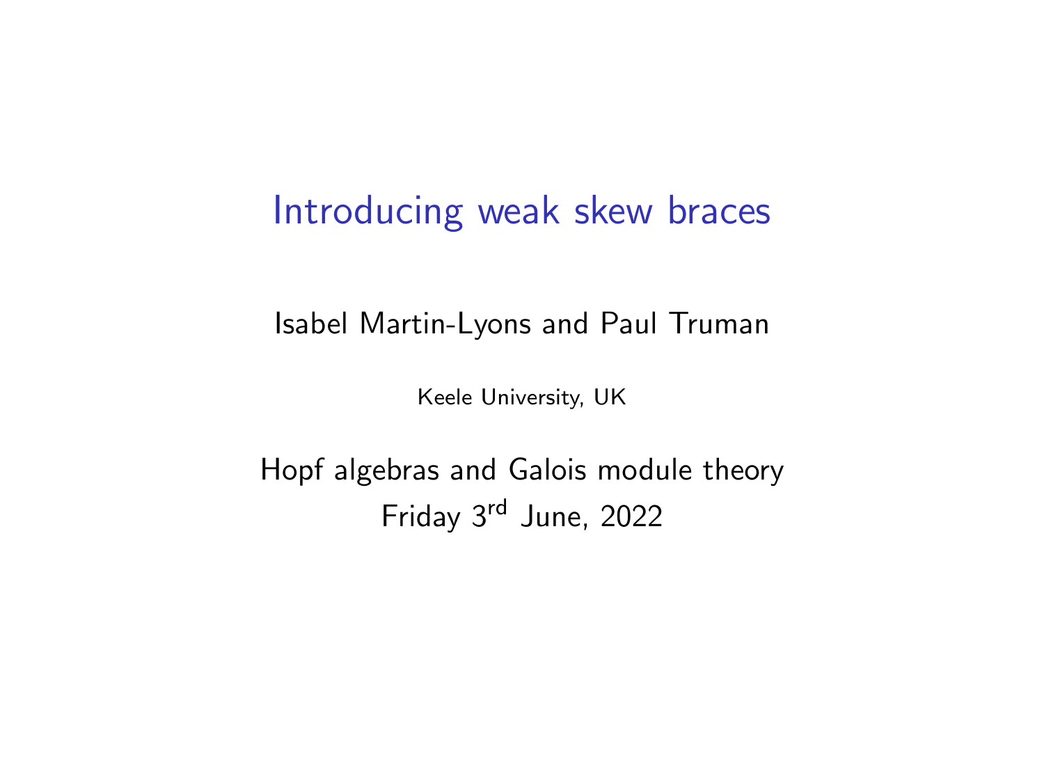# Introducing weak skew braces

Isabel Martin-Lyons and Paul Truman

Keele University, UK

Hopf algebras and Galois module theory

Friday 3rd June, 2022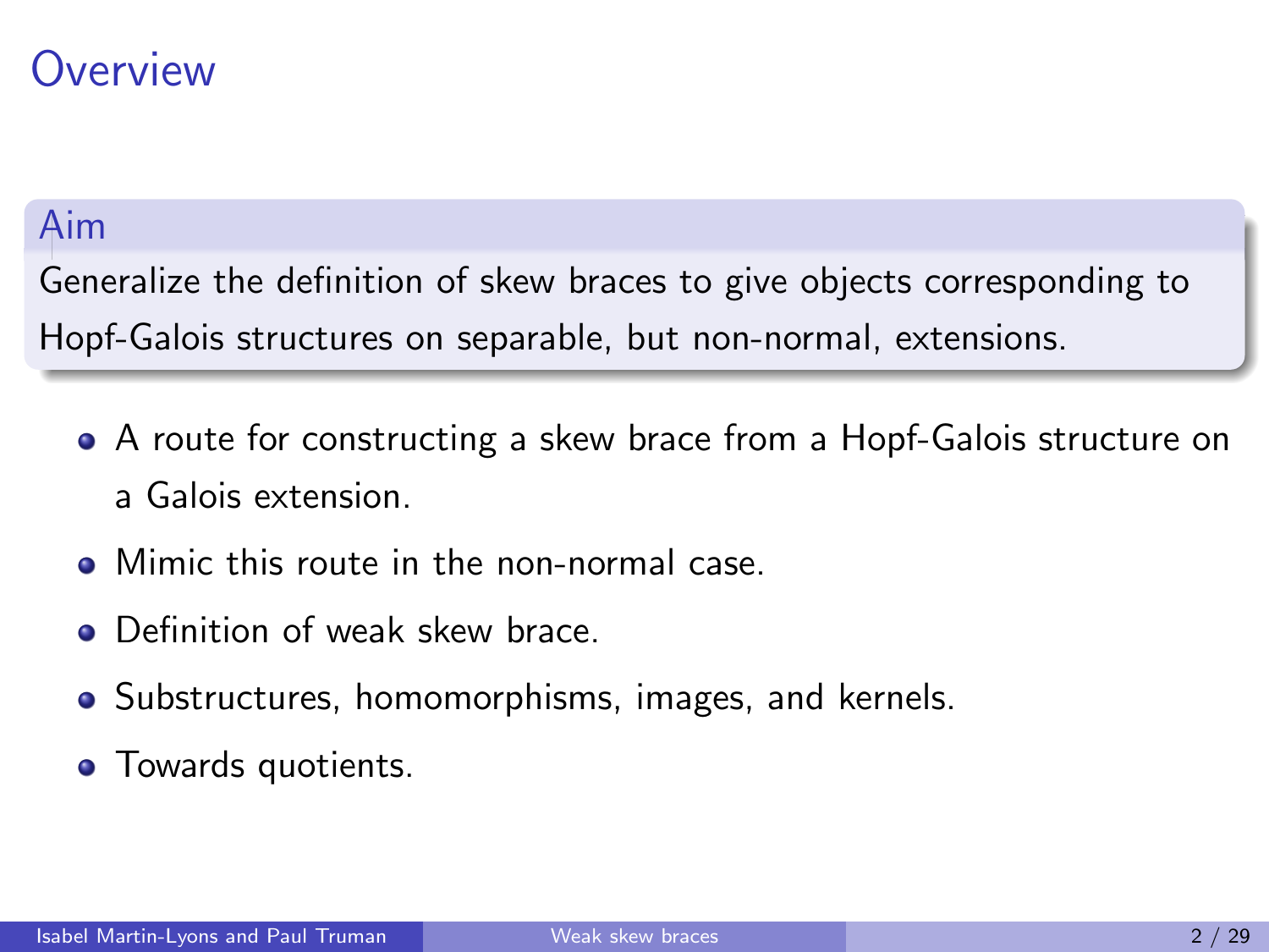# Overview

**Aim**

Generalize the definition of skew braces to give objects corresponding to Hopf-Galois structures on separable, but non-normal, extensions.

- A route for constructing a skew brace from a Hopf-Galois structure on a Galois extension.
- Mimic this route in the non-normal case.
- Definition of weak skew brace.
- Substructures, homomorphisms, images, and kernels.
- Towards quotients.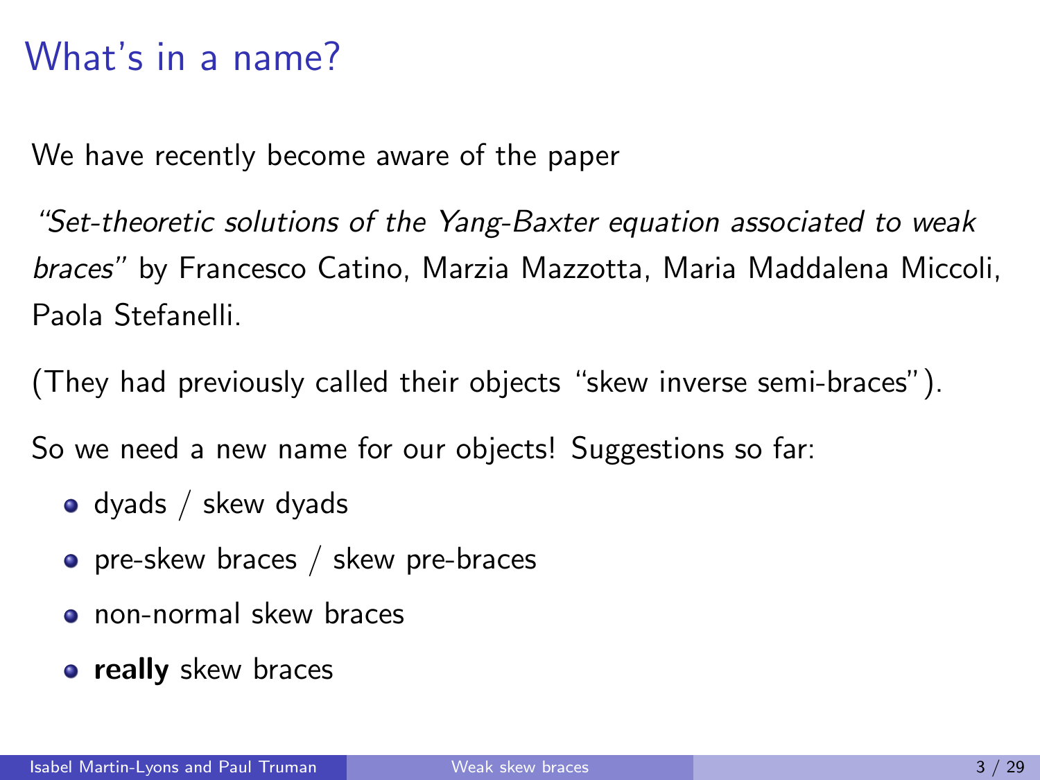# What's in a name?

We have recently become aware of the paper

*"Set-theoretic solutions of the Yang-Baxter equation associated to weak braces"* by Francesco Catino, Marzia Mazzotta, Maria Maddalena Miccoli, Paola Stefanelli.

(They had previously called their objects "skew inverse semi-braces").

So we need a new name for our objects! Suggestions so far:

- dyads / skew dyads
- pre-skew braces / skew pre-braces
- non-normal skew braces
- **really** skew braces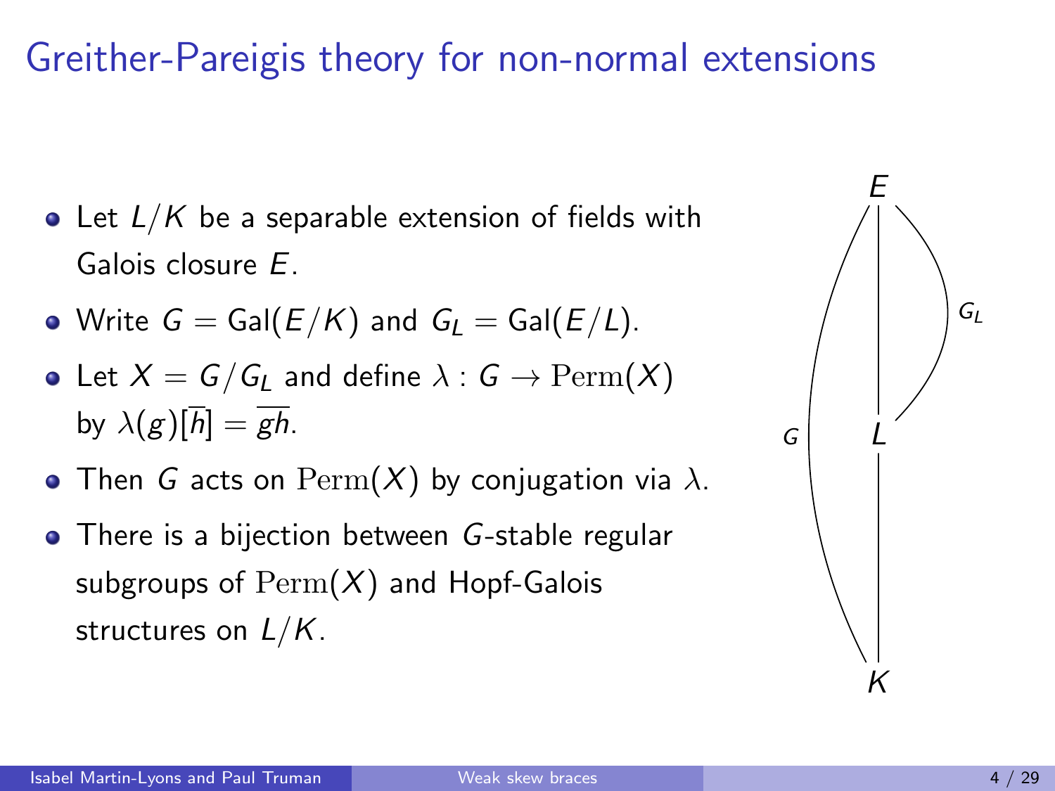# Greither-Pareigis theory for non-normal extensions

- Let $L/K$ be a separable extension of fields with Galois closure $E$.
- Write $G = \mathrm{Gal}(E/K)$ and $G_L = \mathrm{Gal}(E/L)$.
- Let $X = G/G_L$ and define $\lambda : G \to \mathrm{Perm}(X)$ by $\lambda(g)[\overline{h}] = \overline{gh}$.
- Then $G$ acts on $\mathrm{Perm}(X)$ by conjugation via $\lambda$.
- There is a bijection between $G$-stable regular subgroups of $\mathrm{Perm}(X)$ and Hopf-Galois structures on $L/K$.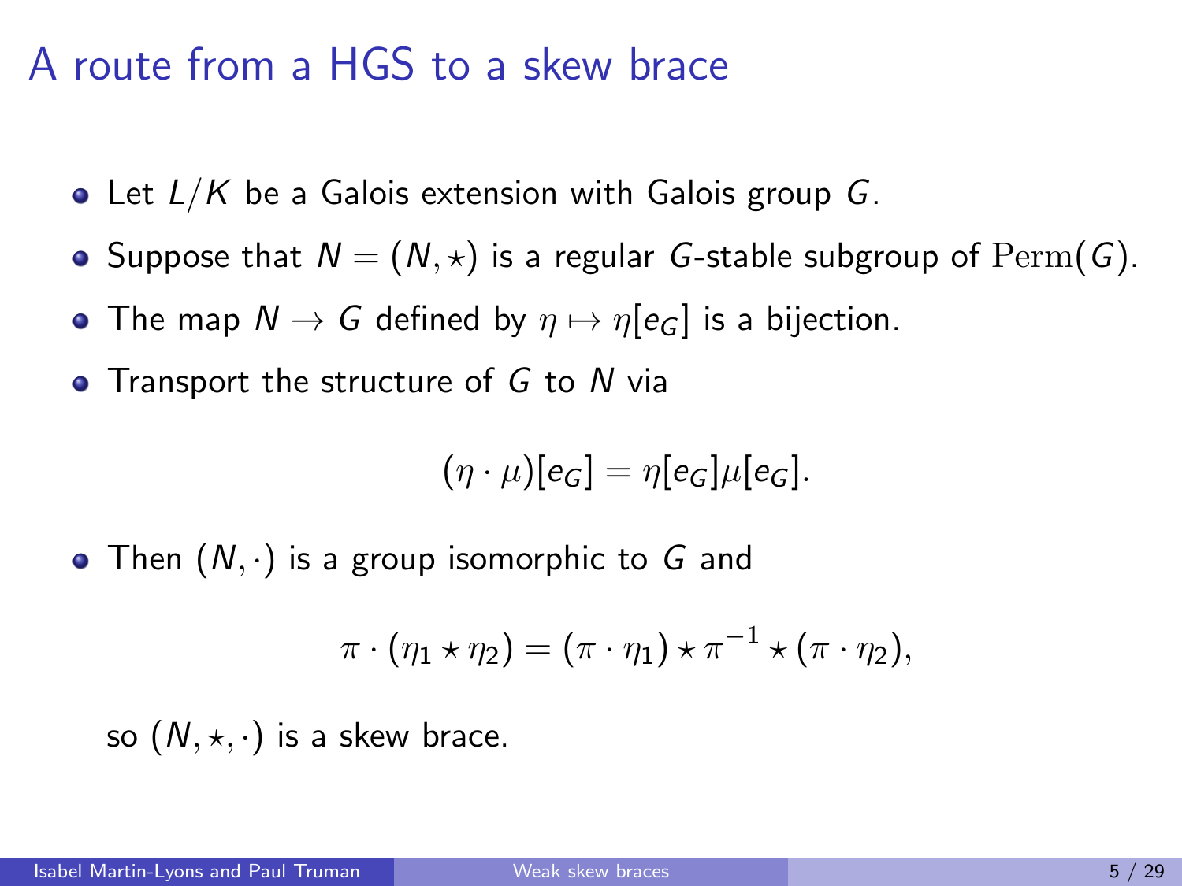# A route from a HGS to a skew brace

- Let $L/K$ be a Galois extension with Galois group $G$.
- Suppose that $N = (N, \star)$ is a regular $G$-stable subgroup of $\mathrm{Perm}(G)$.
- The map $N \to G$ defined by $\eta \mapsto \eta[e_G]$ is a bijection.
- Transport the structure of $G$ to $N$ via

$$(\eta \cdot \mu)[e_G] = \eta[e_G]\mu[e_G].$$

- Then $(N, \cdot)$ is a group isomorphic to $G$ and

$$\pi \cdot (\eta_1 \star \eta_2) = (\pi \cdot \eta_1) \star \pi^{-1} \star (\pi \cdot \eta_2),$$

  so $(N, \star, \cdot)$ is a skew brace.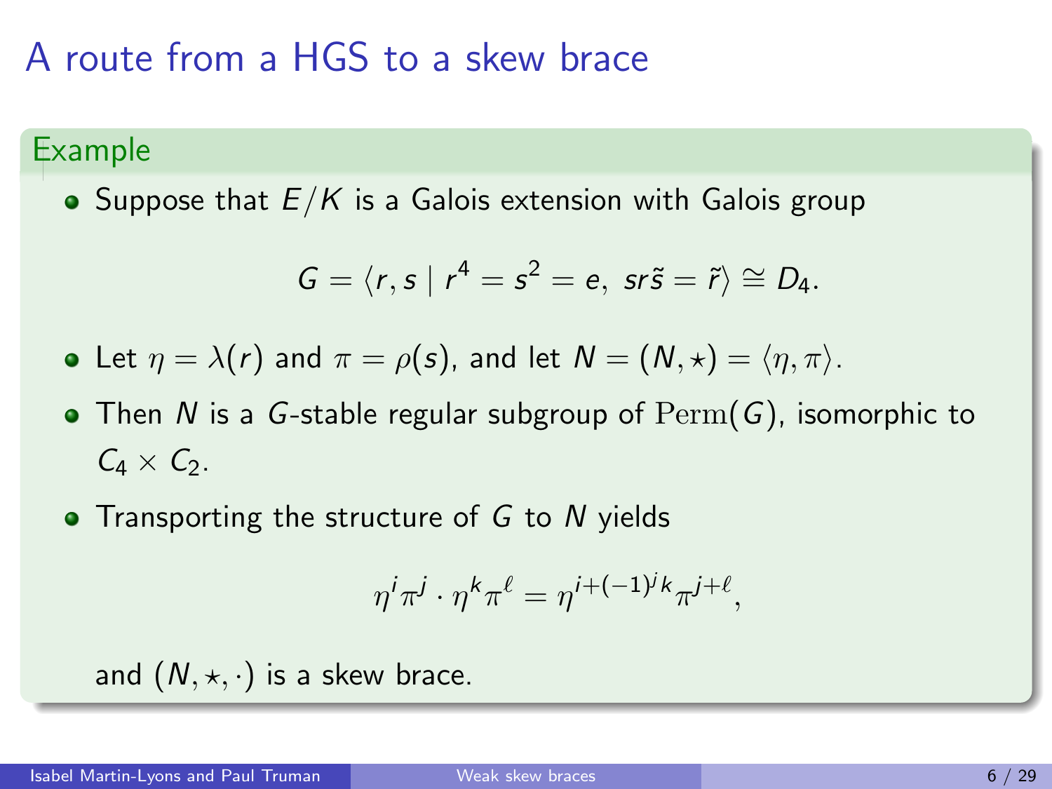# A route from a HGS to a skew brace

**Example**

- Suppose that $E/K$ is a Galois extension with Galois group

$$G = \langle r, s \mid r^4 = s^2 = e,\ sr\tilde{s} = \tilde{r} \rangle \cong D_4.$$

- Let $\eta = \lambda(r)$ and $\pi = \rho(s)$, and let $N = (N, \star) = \langle \eta, \pi \rangle$.
- Then $N$ is a $G$-stable regular subgroup of $\mathrm{Perm}(G)$, isomorphic to $C_4 \times C_2$.
- Transporting the structure of $G$ to $N$ yields

$$\eta^i \pi^j \cdot \eta^k \pi^\ell = \eta^{i+(-1)^j k} \pi^{j+\ell},$$

  and $(N, \star, \cdot)$ is a skew brace.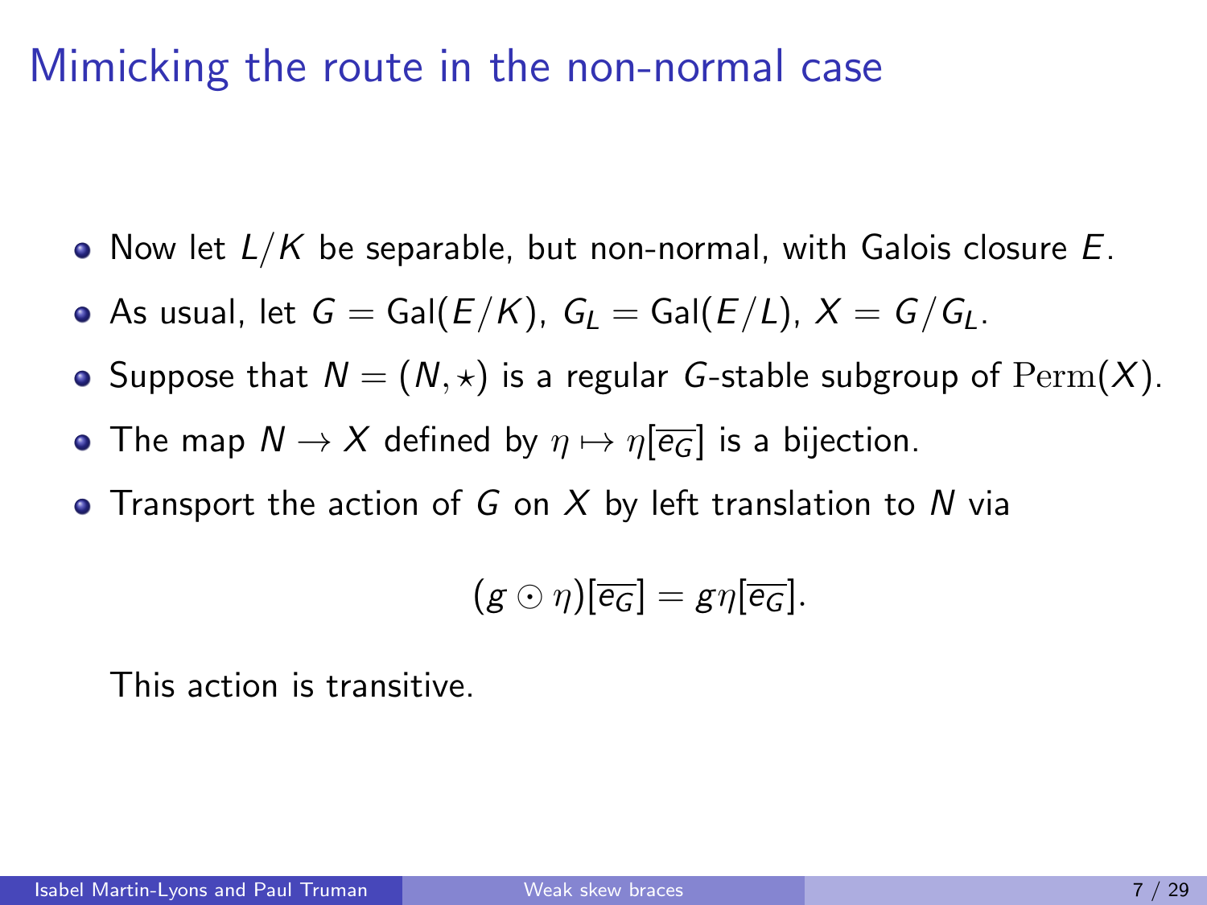# Mimicking the route in the non-normal case

- Now let $L/K$ be separable, but non-normal, with Galois closure $E$.
- As usual, let $G = \mathrm{Gal}(E/K)$, $G_L = \mathrm{Gal}(E/L)$, $X = G/G_L$.
- Suppose that $N = (N, \star)$ is a regular $G$-stable subgroup of $\mathrm{Perm}(X)$.
- The map $N \to X$ defined by $\eta \mapsto \eta[\overline{e_G}]$ is a bijection.
- Transport the action of $G$ on $X$ by left translation to $N$ via

$$(g \odot \eta)[\overline{e_G}] = g\eta[\overline{e_G}].$$

This action is transitive.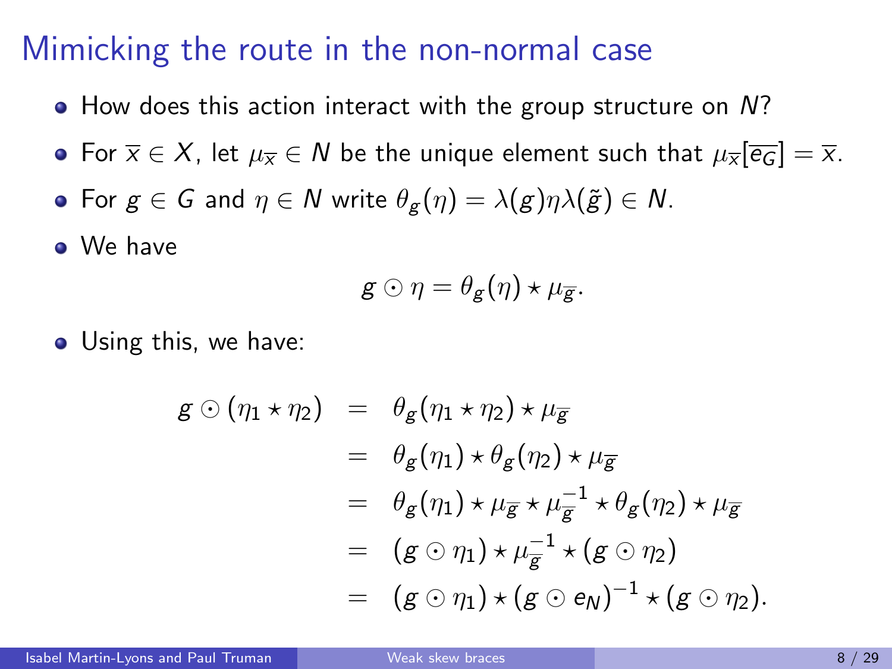# Mimicking the route in the non-normal case

- How does this action interact with the group structure on $N$?
- For $\overline{x} \in X$, let $\mu_{\overline{x}} \in N$ be the unique element such that $\mu_{\overline{x}}[\overline{e_G}] = \overline{x}$.
- For $g \in G$ and $\eta \in N$ write $\theta_g(\eta) = \lambda(g)\eta\lambda(\tilde{g}) \in N$.
- We have

$$g \odot \eta = \theta_g(\eta) \star \mu_{\overline{g}}.$$

- Using this, we have:

$$\begin{aligned}
g \odot (\eta_1 \star \eta_2) &= \theta_g(\eta_1 \star \eta_2) \star \mu_{\overline{g}} \\
&= \theta_g(\eta_1) \star \theta_g(\eta_2) \star \mu_{\overline{g}} \\
&= \theta_g(\eta_1) \star \mu_{\overline{g}} \star \mu_{\overline{g}}^{-1} \star \theta_g(\eta_2) \star \mu_{\overline{g}} \\
&= (g \odot \eta_1) \star \mu_{\overline{g}}^{-1} \star (g \odot \eta_2) \\
&= (g \odot \eta_1) \star (g \odot e_N)^{-1} \star (g \odot \eta_2).
\end{aligned}$$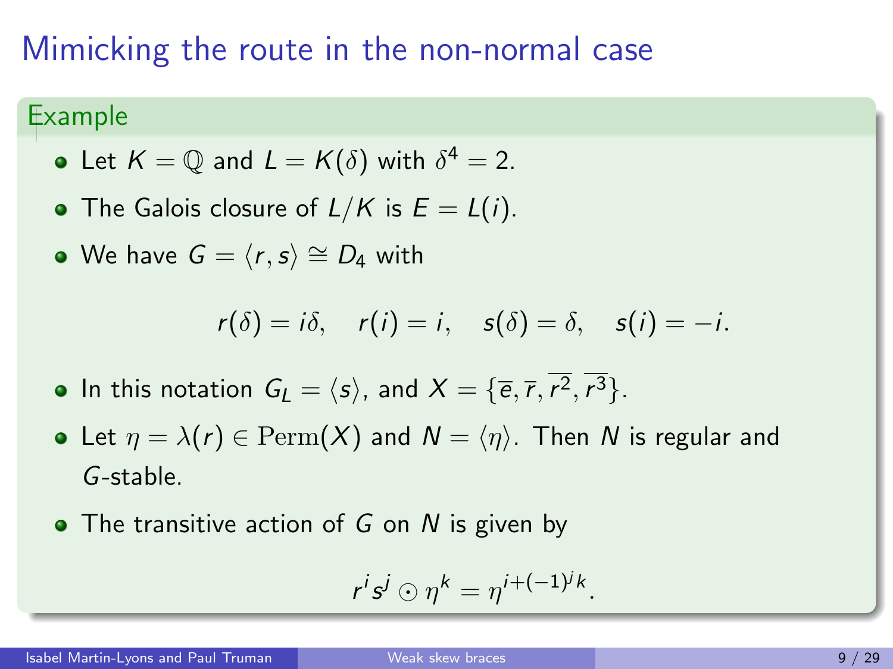# Mimicking the route in the non-normal case

### Example

- Let $K = \mathbb{Q}$ and $L = K(\delta)$ with $\delta^4 = 2$.
- The Galois closure of $L/K$ is $E = L(i)$.
- We have $G = \langle r, s \rangle \cong D_4$ with

$$r(\delta) = i\delta, \quad r(i) = i, \quad s(\delta) = \delta, \quad s(i) = -i.$$

- In this notation $G_L = \langle s \rangle$, and $X = \{\overline{e}, \overline{r}, \overline{r^2}, \overline{r^3}\}$.
- Let $\eta = \lambda(r) \in \mathrm{Perm}(X)$ and $N = \langle \eta \rangle$. Then $N$ is regular and $G$-stable.
- The transitive action of $G$ on $N$ is given by

$$r^i s^j \odot \eta^k = \eta^{i+(-1)^j k}.$$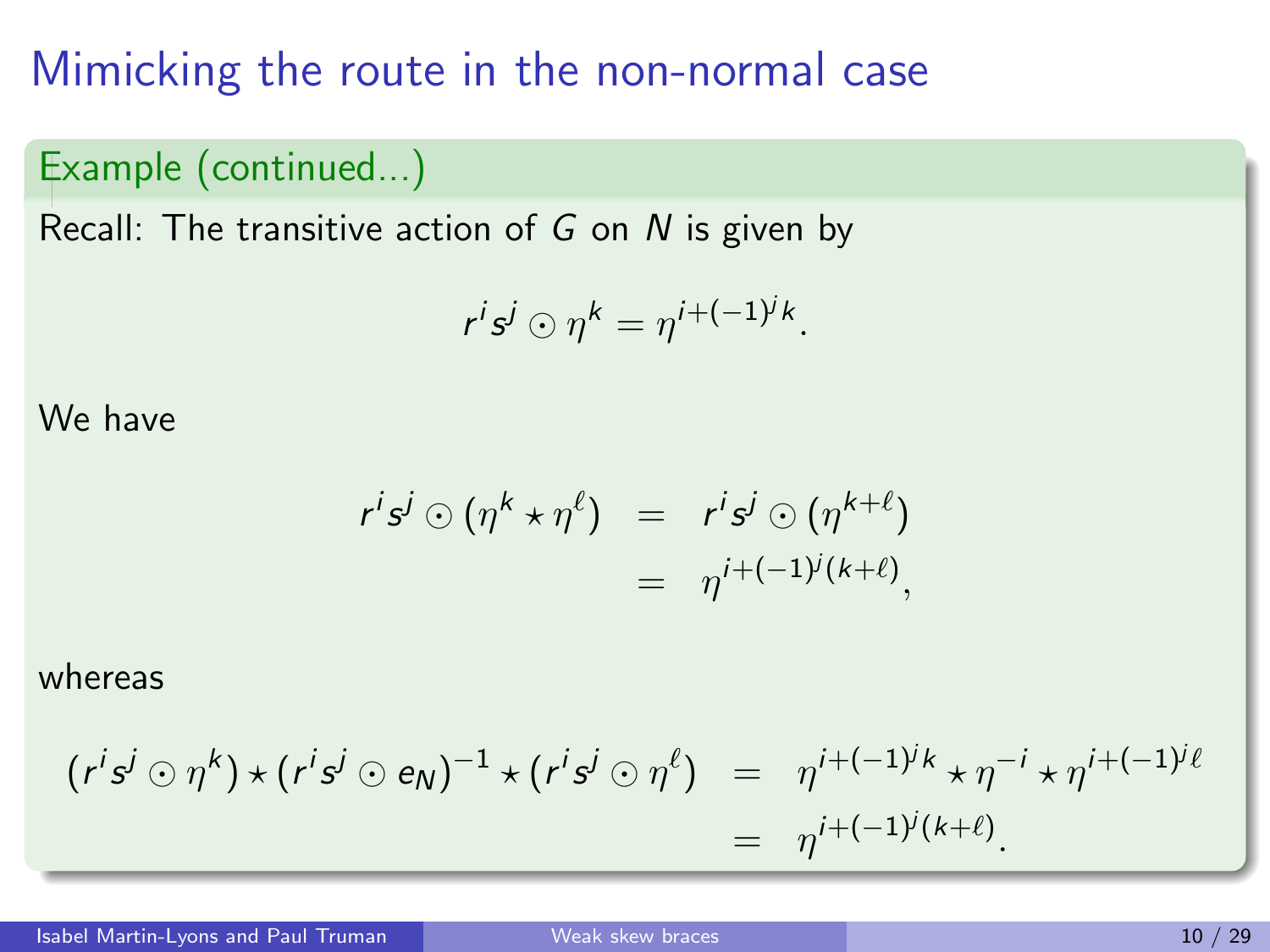# Mimicking the route in the non-normal case

**Example (continued...)**

Recall: The transitive action of $G$ on $N$ is given by

$$r^i s^j \odot \eta^k = \eta^{i+(-1)^j k}.$$

We have

$$\begin{aligned} r^i s^j \odot (\eta^k \star \eta^\ell) &= r^i s^j \odot (\eta^{k+\ell}) \\ &= \eta^{i+(-1)^j (k+\ell)}, \end{aligned}$$

whereas

$$\begin{aligned} (r^i s^j \odot \eta^k) \star (r^i s^j \odot e_N)^{-1} \star (r^i s^j \odot \eta^\ell) &= \eta^{i+(-1)^j k} \star \eta^{-i} \star \eta^{i+(-1)^j \ell} \\ &= \eta^{i+(-1)^j (k+\ell)}. \end{aligned}$$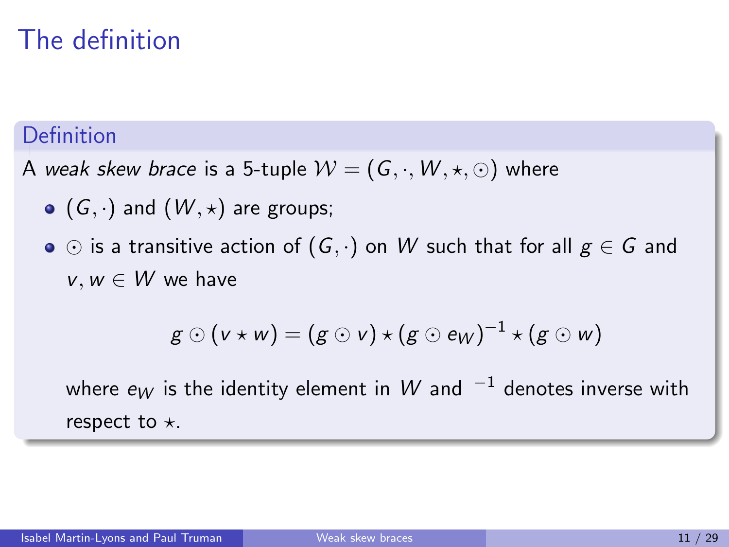# The definition

**Definition**

A *weak skew brace* is a 5-tuple $\mathcal{W} = (G, \cdot, W, \star, \odot)$ where

- $(G, \cdot)$ and $(W, \star)$ are groups;
- $\odot$ is a transitive action of $(G, \cdot)$ on $W$ such that for all $g \in G$ and $v, w \in W$ we have

$$g \odot (v \star w) = (g \odot v) \star (g \odot e_W)^{-1} \star (g \odot w)$$

  where $e_W$ is the identity element in $W$ and $^{-1}$ denotes inverse with respect to $\star$.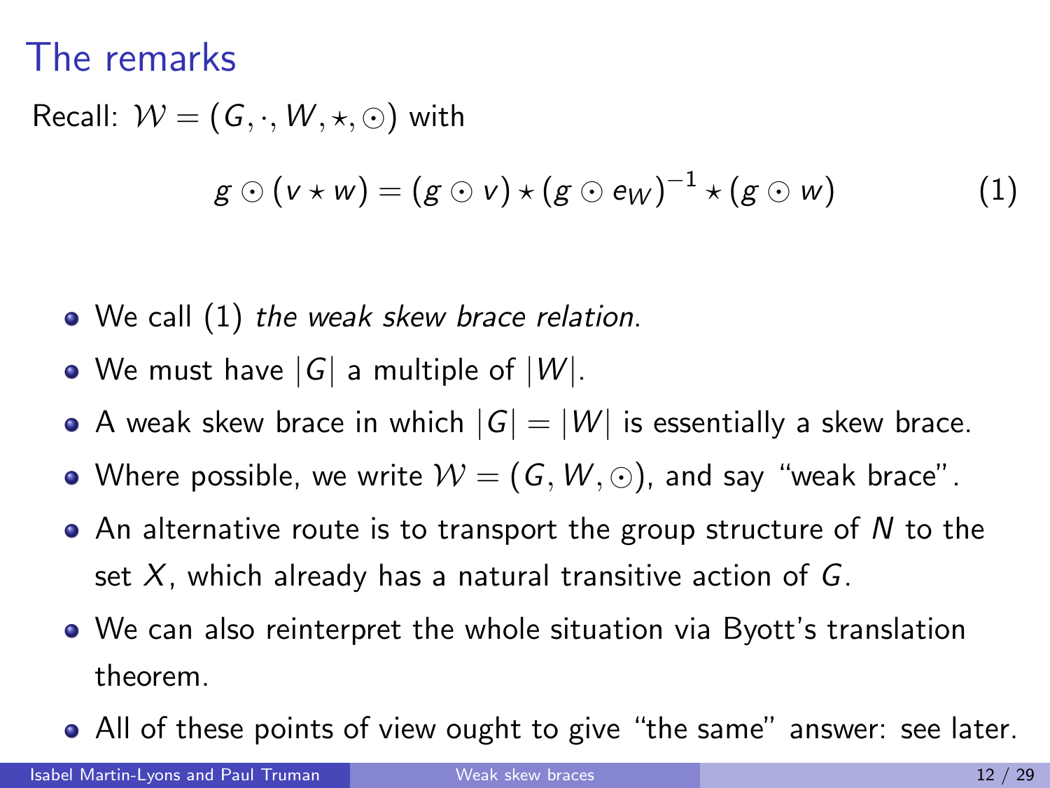# The remarks

Recall: $\mathcal{W} = (G, \cdot, W, \star, \odot)$ with

$$g \odot (v \star w) = (g \odot v) \star (g \odot e_W)^{-1} \star (g \odot w) \tag{1}$$

- We call (1) *the weak skew brace relation*.
- We must have $|G|$ a multiple of $|W|$.
- A weak skew brace in which $|G| = |W|$ is essentially a skew brace.
- Where possible, we write $\mathcal{W} = (G, W, \odot)$, and say "weak brace".
- An alternative route is to transport the group structure of $N$ to the set $X$, which already has a natural transitive action of $G$.
- We can also reinterpret the whole situation via Byott's translation theorem.
- All of these points of view ought to give "the same" answer: see later.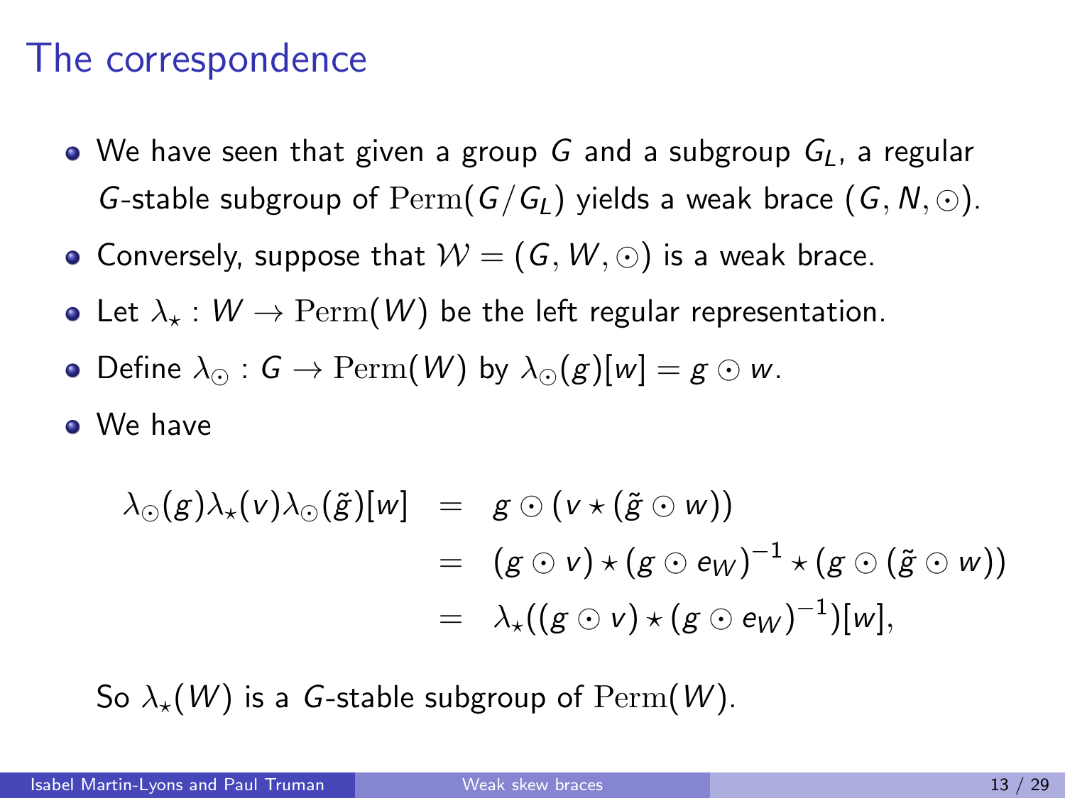# The correspondence

- We have seen that given a group $G$ and a subgroup $G_L$, a regular $G$-stable subgroup of $\mathrm{Perm}(G/G_L)$ yields a weak brace $(G, N, \odot)$.
- Conversely, suppose that $\mathcal{W} = (G, W, \odot)$ is a weak brace.
- Let $\lambda_\star : W \to \mathrm{Perm}(W)$ be the left regular representation.
- Define $\lambda_\odot : G \to \mathrm{Perm}(W)$ by $\lambda_\odot(g)[w] = g \odot w$.
- We have

$$
\begin{aligned}
\lambda_\odot(g)\lambda_\star(v)\lambda_\odot(\tilde{g})[w] &= g \odot (v \star (\tilde{g} \odot w)) \\
&= (g \odot v) \star (g \odot e_W)^{-1} \star (g \odot (\tilde{g} \odot w)) \\
&= \lambda_\star((g \odot v) \star (g \odot e_W)^{-1})[w],
\end{aligned}
$$

So $\lambda_\star(W)$ is a $G$-stable subgroup of $\mathrm{Perm}(W)$.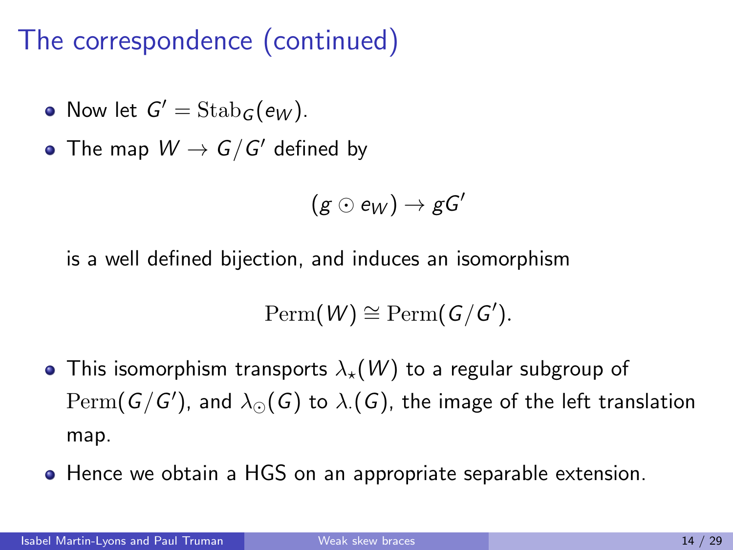# The correspondence (continued)

- Now let $G' = \mathrm{Stab}_G(e_W)$.
- The map $W \to G/G'$ defined by

$$(g \odot e_W) \to gG'$$

is a well defined bijection, and induces an isomorphism

$$\mathrm{Perm}(W) \cong \mathrm{Perm}(G/G').$$

- This isomorphism transports $\lambda_\star(W)$ to a regular subgroup of $\mathrm{Perm}(G/G')$, and $\lambda_\odot(G)$ to $\lambda_.(G)$, the image of the left translation map.
- Hence we obtain a HGS on an appropriate separable extension.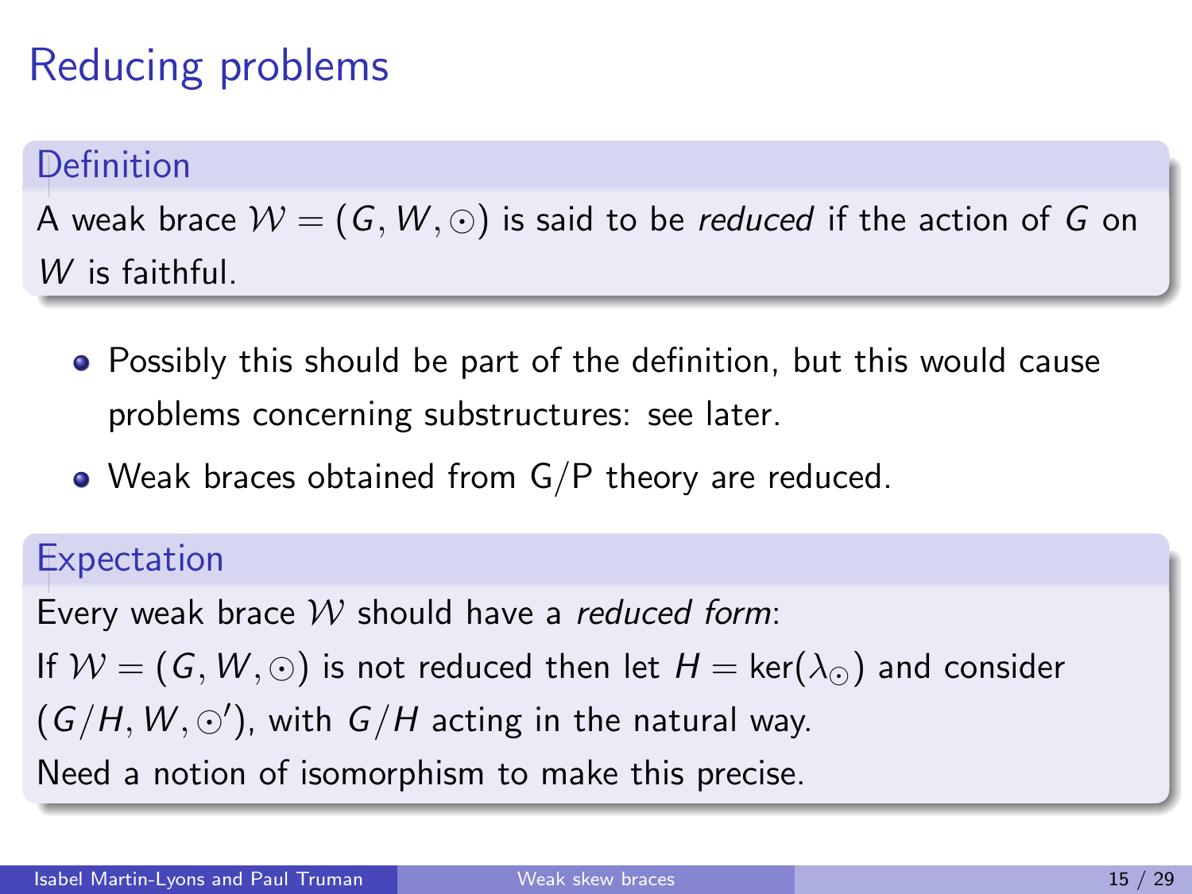# Reducing problems

**Definition**

A weak brace $\mathcal{W} = (G, W, \odot)$ is said to be *reduced* if the action of $G$ on $W$ is faithful.

- Possibly this should be part of the definition, but this would cause problems concerning substructures: see later.
- Weak braces obtained from G/P theory are reduced.

**Expectation**

Every weak brace $\mathcal{W}$ should have a *reduced form*:
If $\mathcal{W} = (G, W, \odot)$ is not reduced then let $H = \ker(\lambda_{\odot})$ and consider $(G/H, W, \odot')$, with $G/H$ acting in the natural way.
Need a notion of isomorphism to make this precise.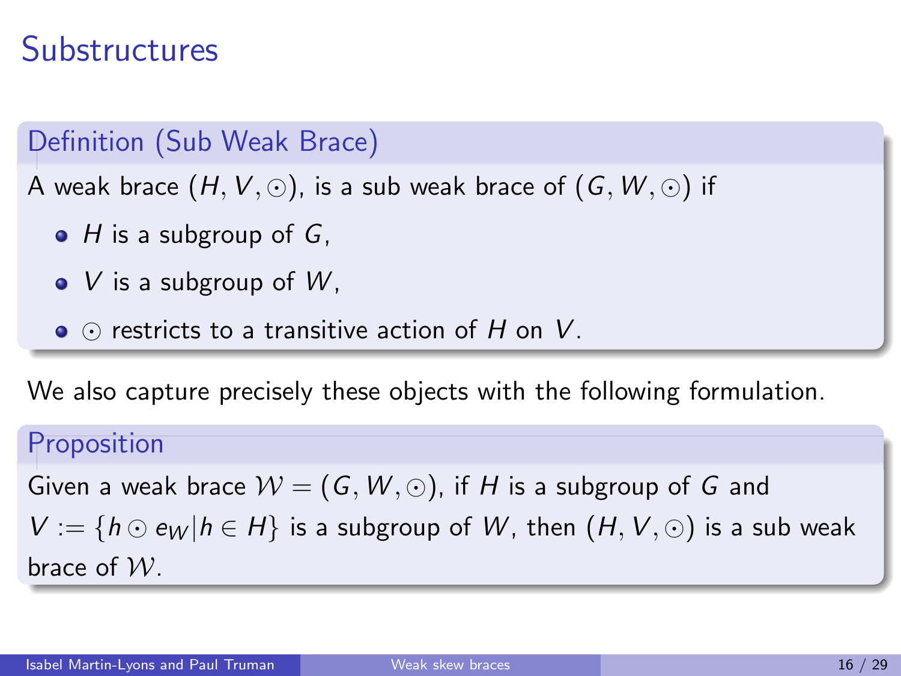# Substructures

**Definition (Sub Weak Brace)**

A weak brace $(H, V, \odot)$, is a sub weak brace of $(G, W, \odot)$ if

- $H$ is a subgroup of $G$,
- $V$ is a subgroup of $W$,
- $\odot$ restricts to a transitive action of $H$ on $V$.

We also capture precisely these objects with the following formulation.

**Proposition**

Given a weak brace $\mathcal{W} = (G, W, \odot)$, if $H$ is a subgroup of $G$ and $V := \{h \odot e_W | h \in H\}$ is a subgroup of $W$, then $(H, V, \odot)$ is a sub weak brace of $\mathcal{W}$.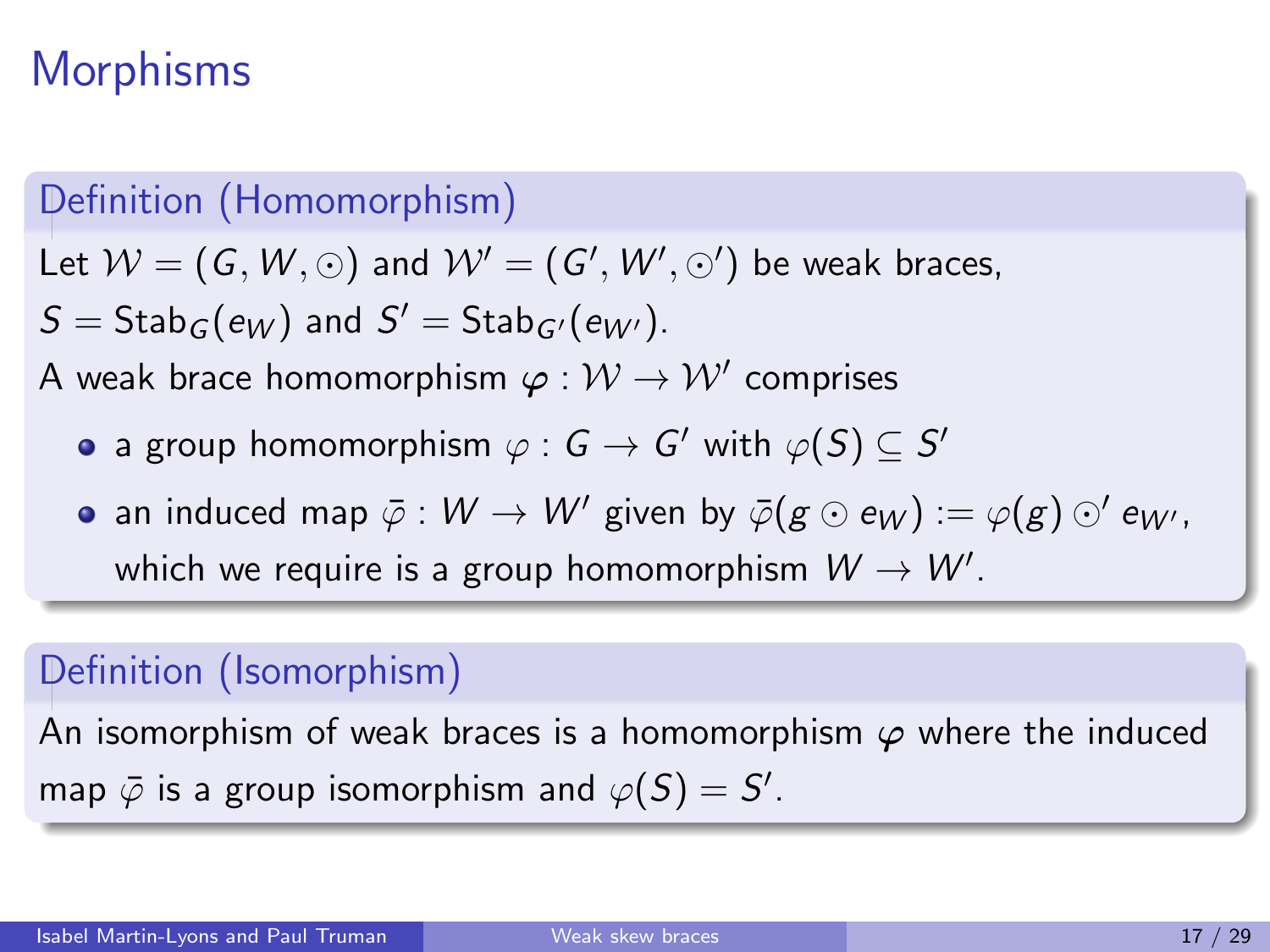# Morphisms

**Definition (Homomorphism)**

Let $\mathcal{W} = (G, W, \odot)$ and $\mathcal{W}' = (G', W', \odot')$ be weak braces, $S = \mathrm{Stab}_G(e_W)$ and $S' = \mathrm{Stab}_{G'}(e_{W'})$.

A weak brace homomorphism $\boldsymbol{\varphi} : \mathcal{W} \to \mathcal{W}'$ comprises

- a group homomorphism $\varphi : G \to G'$ with $\varphi(S) \subseteq S'$
- an induced map $\bar{\varphi} : W \to W'$ given by $\bar{\varphi}(g \odot e_W) := \varphi(g) \odot' e_{W'}$, which we require is a group homomorphism $W \to W'$.

**Definition (Isomorphism)**

An isomorphism of weak braces is a homomorphism $\boldsymbol{\varphi}$ where the induced map $\bar{\varphi}$ is a group isomorphism and $\varphi(S) = S'$.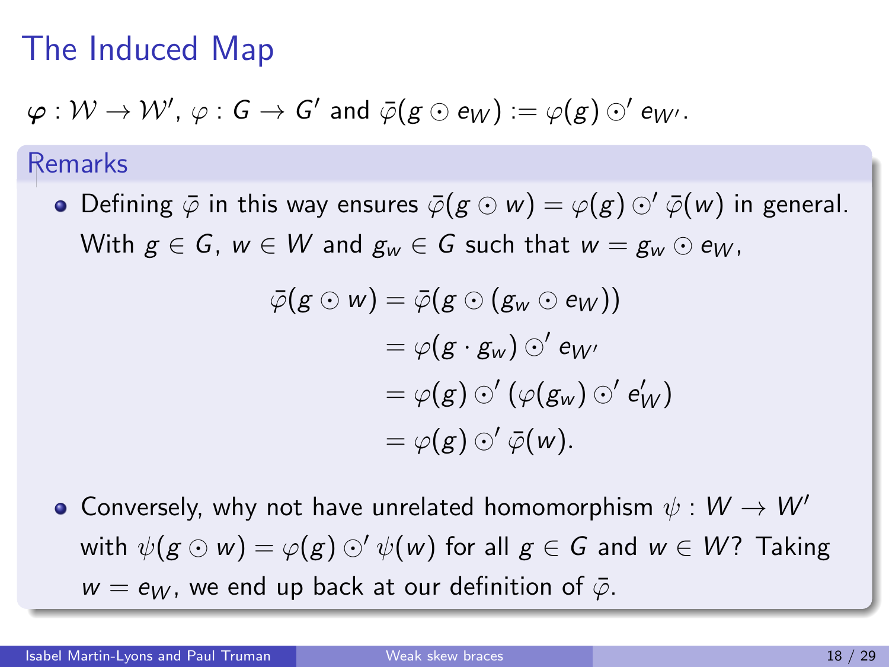# The Induced Map

$\boldsymbol{\varphi} : \mathcal{W} \to \mathcal{W}'$, $\varphi : G \to G'$ and $\bar{\varphi}(g \odot e_W) := \varphi(g) \odot' e_{W'}$.

## Remarks

- Defining $\bar{\varphi}$ in this way ensures $\bar{\varphi}(g \odot w) = \varphi(g) \odot' \bar{\varphi}(w)$ in general. With $g \in G$, $w \in W$ and $g_w \in G$ such that $w = g_w \odot e_W$,

$$
\begin{aligned}
\bar{\varphi}(g \odot w) &= \bar{\varphi}(g \odot (g_w \odot e_W)) \\
&= \varphi(g \cdot g_w) \odot' e_{W'} \\
&= \varphi(g) \odot' (\varphi(g_w) \odot' e_W') \\
&= \varphi(g) \odot' \bar{\varphi}(w).
\end{aligned}
$$

- Conversely, why not have unrelated homomorphism $\psi : W \to W'$ with $\psi(g \odot w) = \varphi(g) \odot' \psi(w)$ for all $g \in G$ and $w \in W$? Taking $w = e_W$, we end up back at our definition of $\bar{\varphi}$.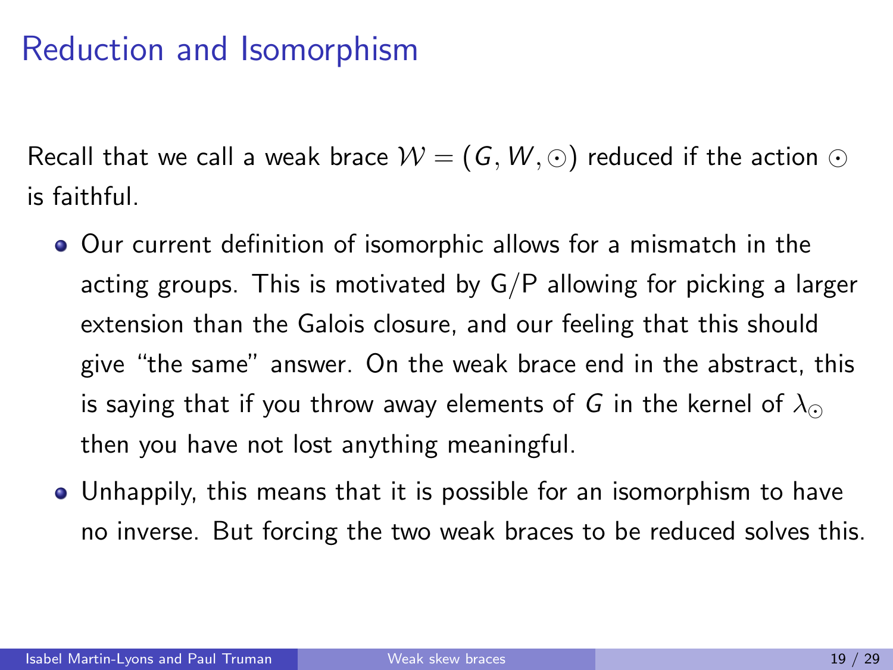# Reduction and Isomorphism

Recall that we call a weak brace $\mathcal{W} = (G, W, \odot)$ reduced if the action $\odot$ is faithful.

- Our current definition of isomorphic allows for a mismatch in the acting groups. This is motivated by G/P allowing for picking a larger extension than the Galois closure, and our feeling that this should give "the same" answer. On the weak brace end in the abstract, this is saying that if you throw away elements of $G$ in the kernel of $\lambda_{\odot}$ then you have not lost anything meaningful.
- Unhappily, this means that it is possible for an isomorphism to have no inverse. But forcing the two weak braces to be reduced solves this.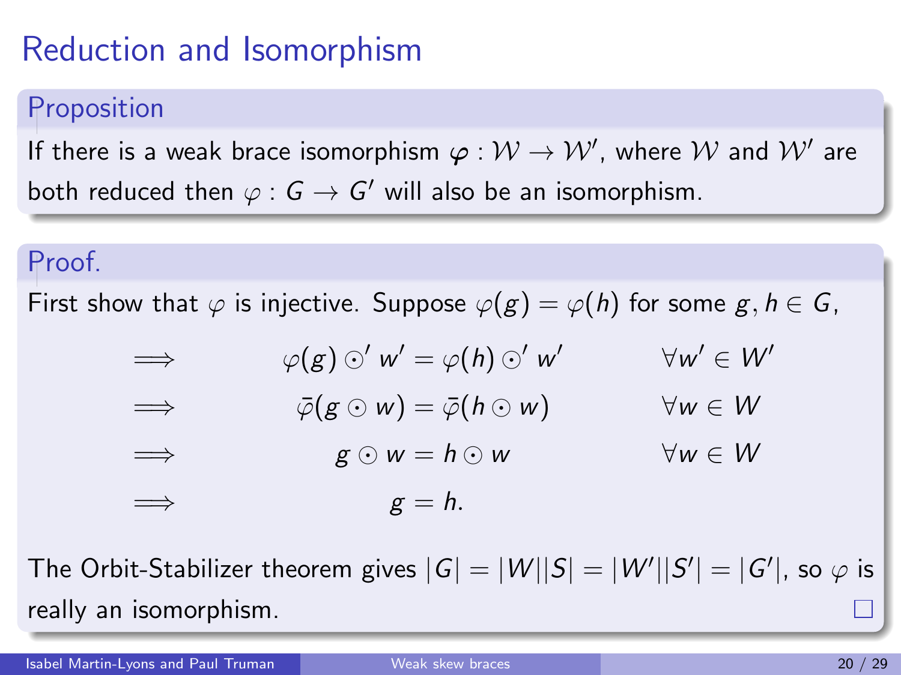# Reduction and Isomorphism

**Proposition**

If there is a weak brace isomorphism $\boldsymbol{\varphi} : \mathcal{W} \to \mathcal{W}'$, where $\mathcal{W}$ and $\mathcal{W}'$ are both reduced then $\varphi : G \to G'$ will also be an isomorphism.

**Proof.**

First show that $\varphi$ is injective. Suppose $\varphi(g) = \varphi(h)$ for some $g, h \in G$,

$$
\begin{aligned}
&\implies && \varphi(g) \odot' w' = \varphi(h) \odot' w' && \forall w' \in W' \\
&\implies && \bar{\varphi}(g \odot w) = \bar{\varphi}(h \odot w) && \forall w \in W \\
&\implies && g \odot w = h \odot w && \forall w \in W \\
&\implies && g = h. &&
\end{aligned}
$$

The Orbit-Stabilizer theorem gives $|G| = |W||S| = |W'||S'| = |G'|$, so $\varphi$ is really an isomorphism. □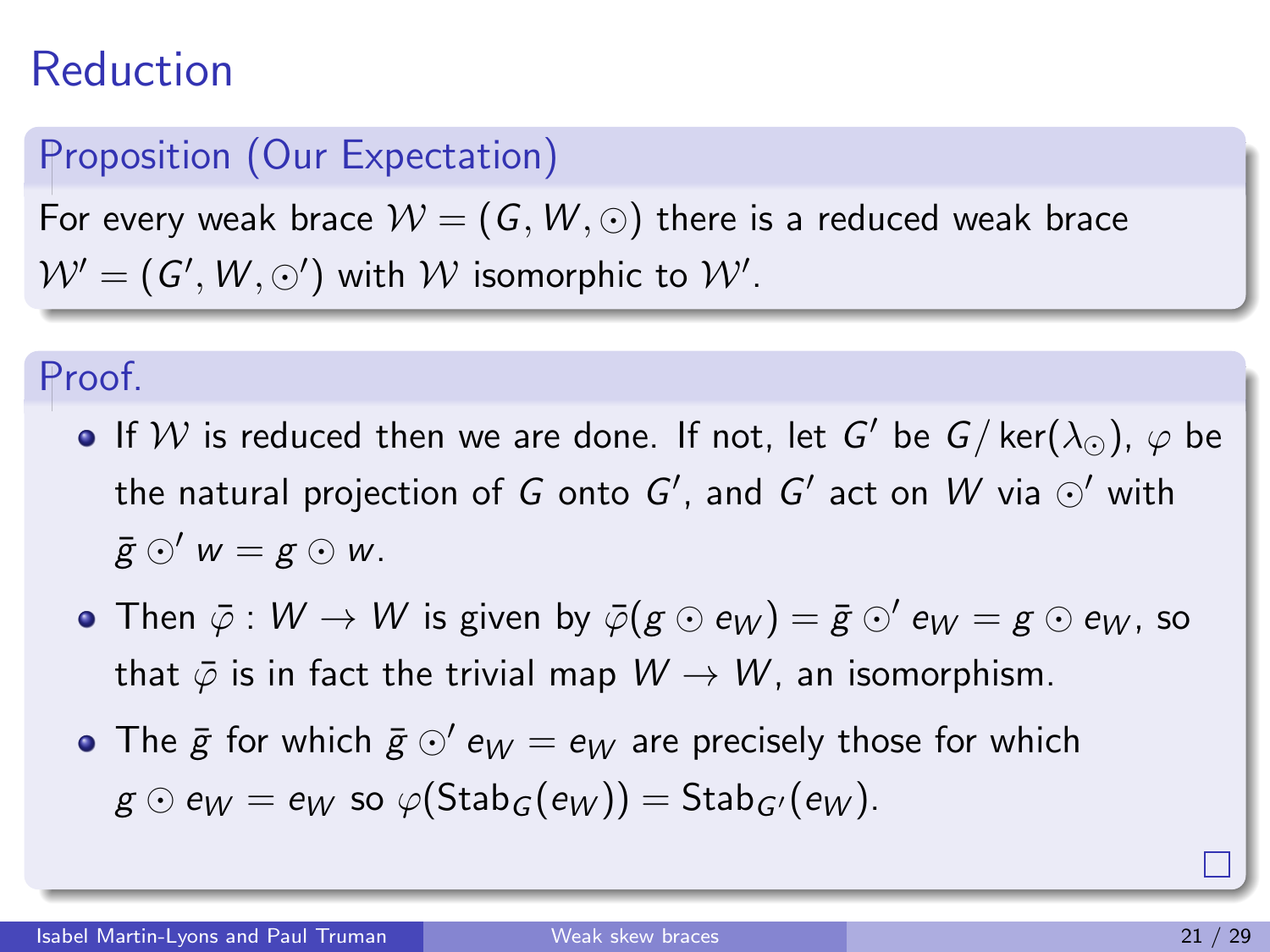# Reduction

**Proposition (Our Expectation)**

For every weak brace $\mathcal{W} = (G, W, \odot)$ there is a reduced weak brace $\mathcal{W}' = (G', W, \odot')$ with $\mathcal{W}$ isomorphic to $\mathcal{W}'$.

**Proof.**

- If $\mathcal{W}$ is reduced then we are done. If not, let $G'$ be $G/\ker(\lambda_\odot)$, $\varphi$ be the natural projection of $G$ onto $G'$, and $G'$ act on $W$ via $\odot'$ with $\bar{g} \odot' w = g \odot w$.
- Then $\bar{\varphi} : W \to W$ is given by $\bar{\varphi}(g \odot e_W) = \bar{g} \odot' e_W = g \odot e_W$, so that $\bar{\varphi}$ is in fact the trivial map $W \to W$, an isomorphism.
- The $\bar{g}$ for which $\bar{g} \odot' e_W = e_W$ are precisely those for which $g \odot e_W = e_W$ so $\varphi(\mathrm{Stab}_G(e_W)) = \mathrm{Stab}_{G'}(e_W)$.

□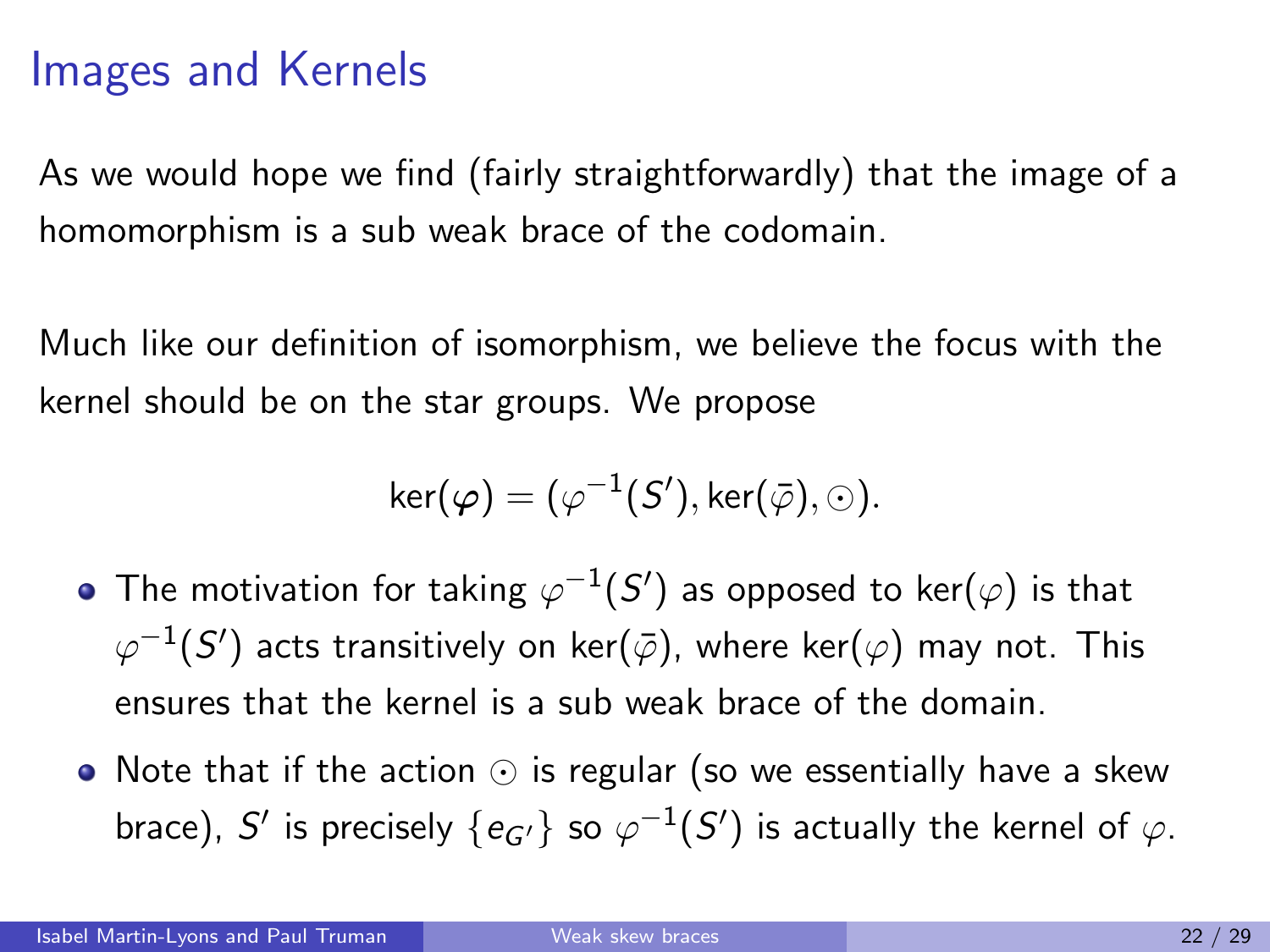# Images and Kernels

As we would hope we find (fairly straightforwardly) that the image of a homomorphism is a sub weak brace of the codomain.

Much like our definition of isomorphism, we believe the focus with the kernel should be on the star groups. We propose

$$\ker(\boldsymbol{\varphi}) = (\varphi^{-1}(S'), \ker(\bar{\varphi}), \odot).$$

- The motivation for taking $\varphi^{-1}(S')$ as opposed to $\ker(\varphi)$ is that $\varphi^{-1}(S')$ acts transitively on $\ker(\bar{\varphi})$, where $\ker(\varphi)$ may not. This ensures that the kernel is a sub weak brace of the domain.
- Note that if the action $\odot$ is regular (so we essentially have a skew brace), $S'$ is precisely $\{e_{G'}\}$ so $\varphi^{-1}(S')$ is actually the kernel of $\varphi$.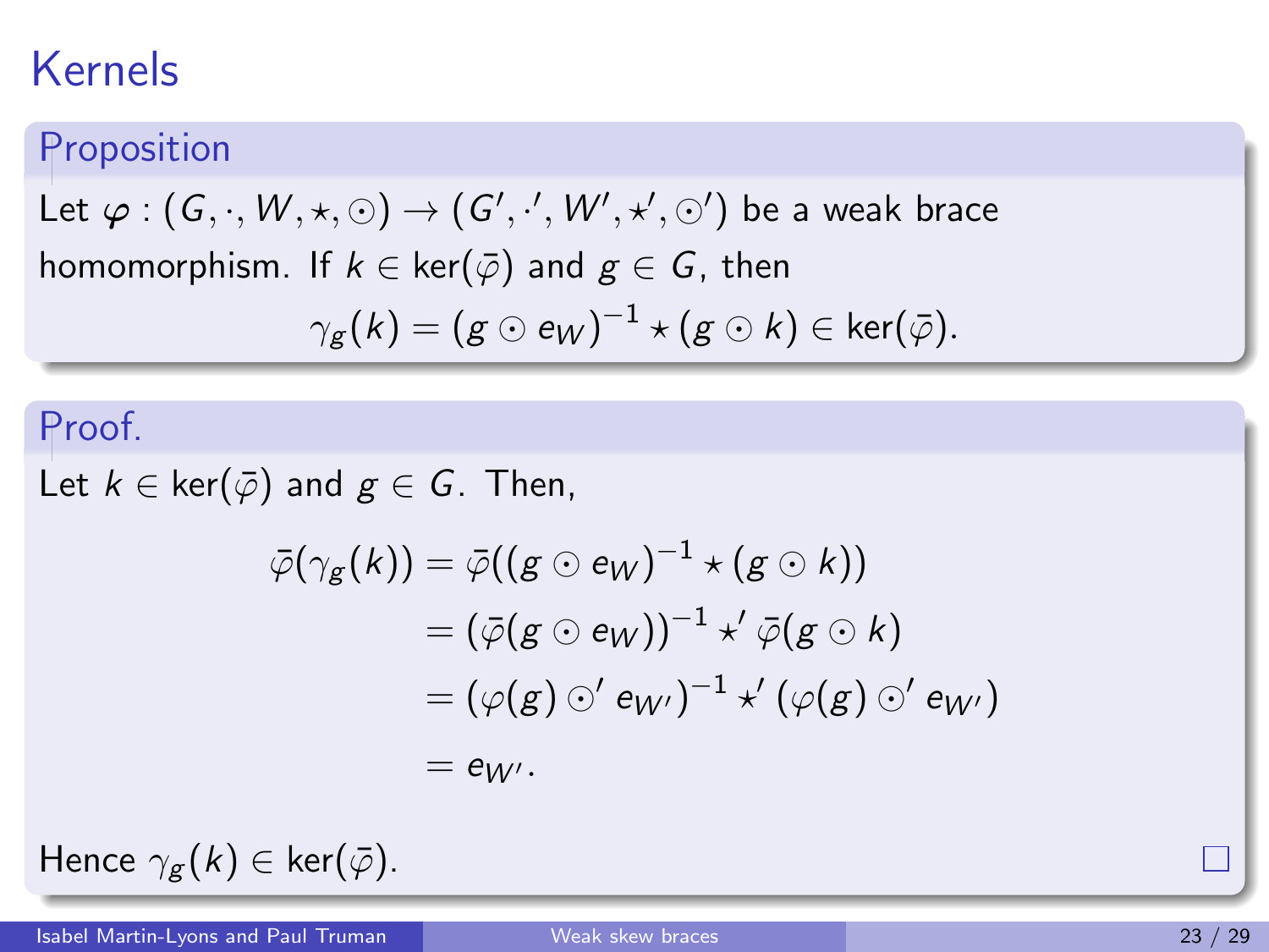# Kernels

**Proposition**

Let $\varphi : (G, \cdot, W, \star, \odot) \to (G', \cdot', W', \star', \odot')$ be a weak brace homomorphism. If $k \in \ker(\bar{\varphi})$ and $g \in G$, then

$$\gamma_g(k) = (g \odot e_W)^{-1} \star (g \odot k) \in \ker(\bar{\varphi}).$$

**Proof.**

Let $k \in \ker(\bar{\varphi})$ and $g \in G$. Then,

$$\begin{aligned}
\bar{\varphi}(\gamma_g(k)) &= \bar{\varphi}((g \odot e_W)^{-1} \star (g \odot k)) \\
&= (\bar{\varphi}(g \odot e_W))^{-1} \star' \bar{\varphi}(g \odot k) \\
&= (\varphi(g) \odot' e_{W'})^{-1} \star' (\varphi(g) \odot' e_{W'}) \\
&= e_{W'}.
\end{aligned}$$

Hence $\gamma_g(k) \in \ker(\bar{\varphi})$. □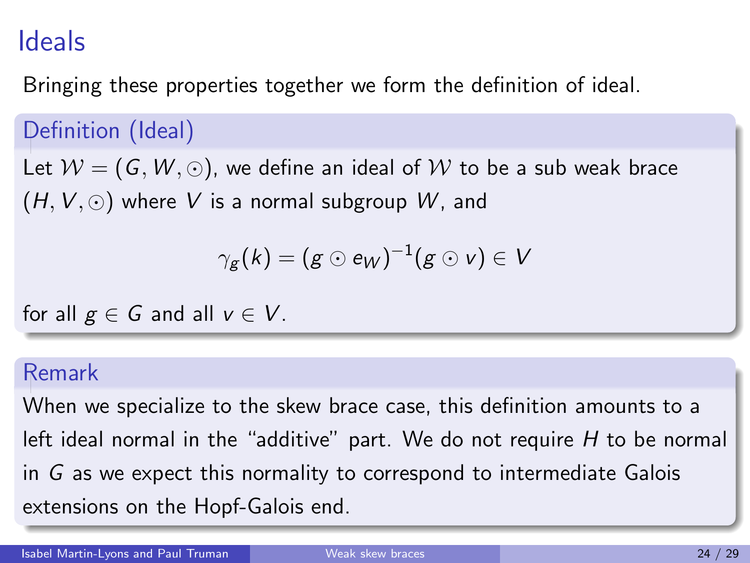# Ideals

Bringing these properties together we form the definition of ideal.

**Definition (Ideal)**

Let $\mathcal{W} = (G, W, \odot)$, we define an ideal of $\mathcal{W}$ to be a sub weak brace $(H, V, \odot)$ where $V$ is a normal subgroup $W$, and

$$\gamma_g(k) = (g \odot e_W)^{-1}(g \odot v) \in V$$

for all $g \in G$ and all $v \in V$.

**Remark**

When we specialize to the skew brace case, this definition amounts to a left ideal normal in the "additive" part. We do not require $H$ to be normal in $G$ as we expect this normality to correspond to intermediate Galois extensions on the Hopf-Galois end.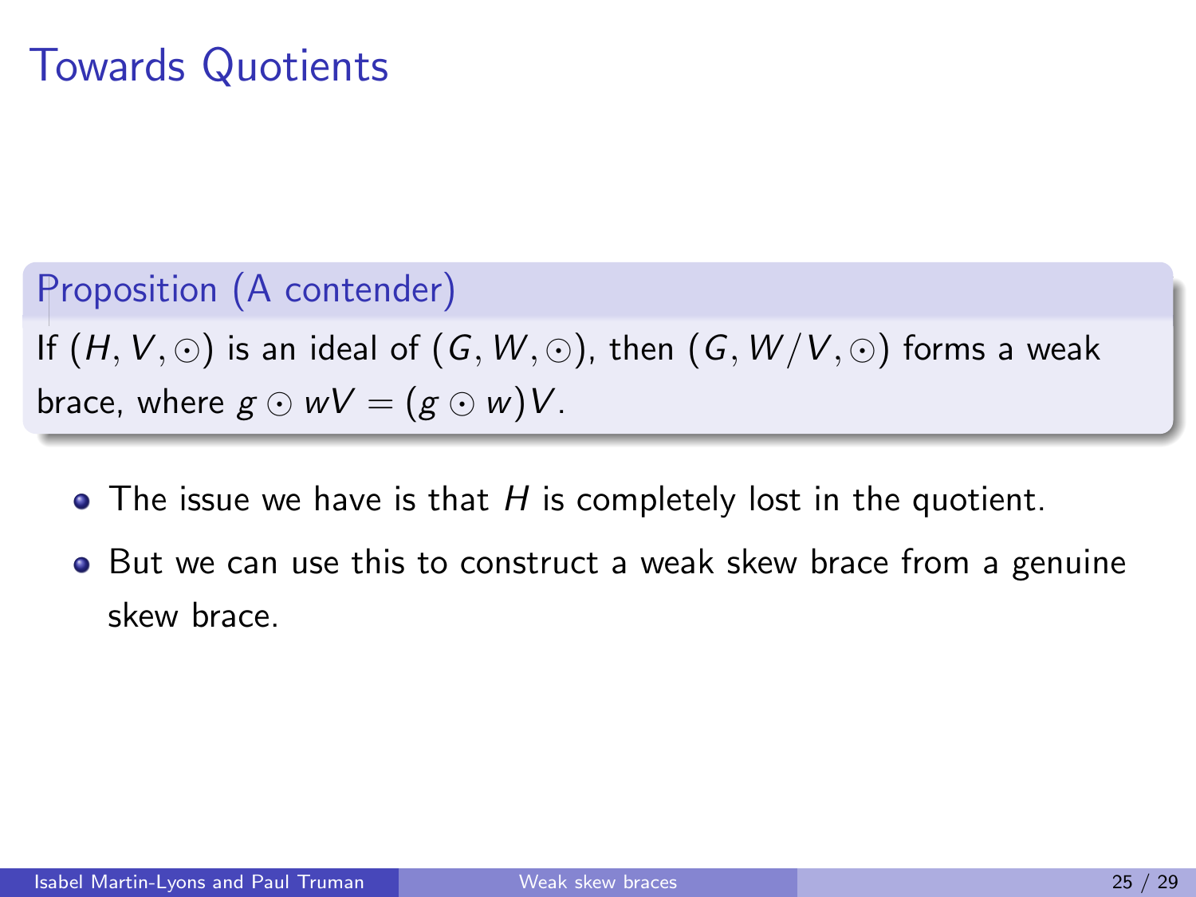# Towards Quotients

**Proposition (A contender)**

If $(H, V, \odot)$ is an ideal of $(G, W, \odot)$, then $(G, W/V, \odot)$ forms a weak brace, where $g \odot wV = (g \odot w)V$.

- The issue we have is that $H$ is completely lost in the quotient.
- But we can use this to construct a weak skew brace from a genuine skew brace.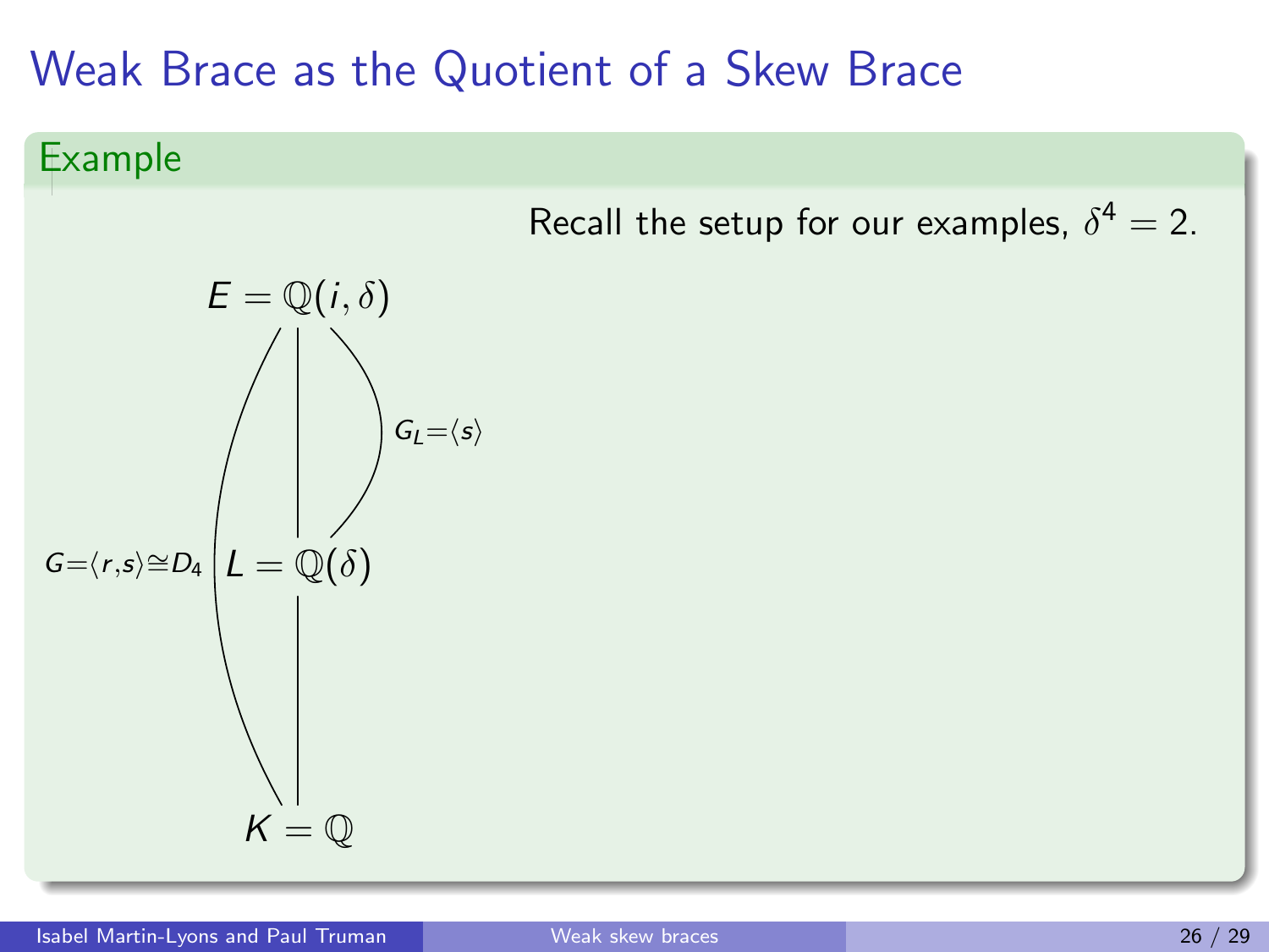# Weak Brace as the Quotient of a Skew Brace

**Example**

Recall the setup for our examples, $\delta^4 = 2$.

$$E = \mathbb{Q}(i, \delta)$$

$G_L = \langle s \rangle$

$G = \langle r, s \rangle \cong D_4$

$$L = \mathbb{Q}(\delta)$$

$$K = \mathbb{Q}$$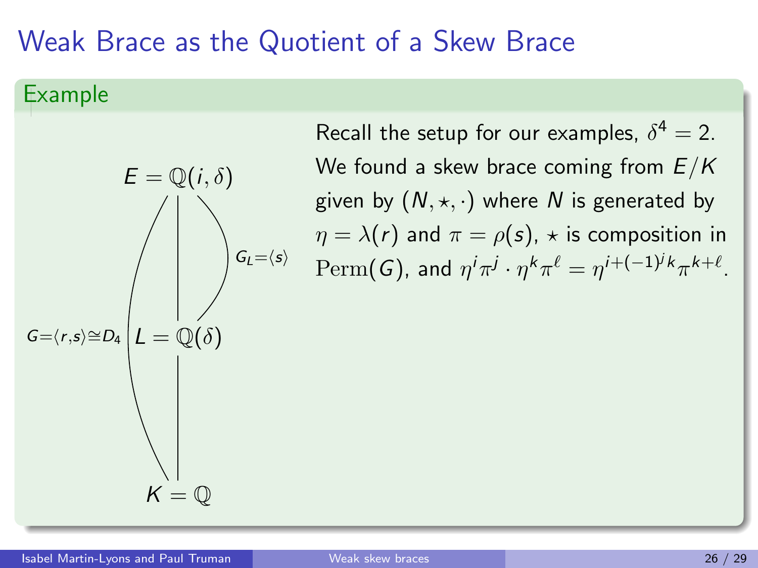# Weak Brace as the Quotient of a Skew Brace

## Example

$E = \mathbb{Q}(i, \delta)$

$G_L = \langle s \rangle$

$G = \langle r, s \rangle \cong D_4$

$L = \mathbb{Q}(\delta)$

$K = \mathbb{Q}$

Recall the setup for our examples, $\delta^4 = 2$. We found a skew brace coming from $E/K$ given by $(N, \star, \cdot)$ where $N$ is generated by $\eta = \lambda(r)$ and $\pi = \rho(s)$, $\star$ is composition in $\mathrm{Perm}(G)$, and $\eta^i \pi^j \cdot \eta^k \pi^\ell = \eta^{i+(-1)^j k} \pi^{k+\ell}$.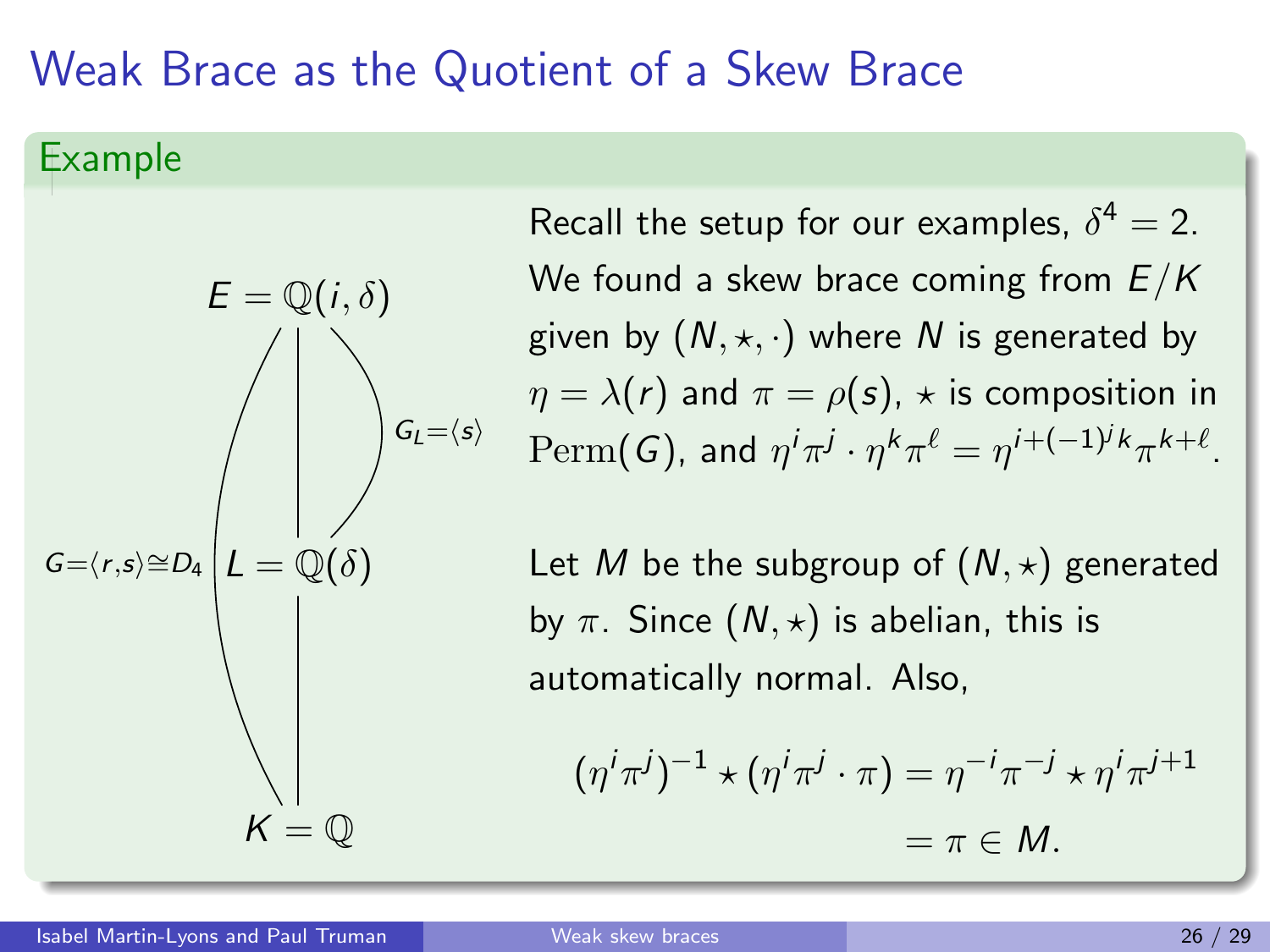# Weak Brace as the Quotient of a Skew Brace

## Example

$E = \mathbb{Q}(i, \delta)$

$G_L = \langle s \rangle$

$G = \langle r, s \rangle \cong D_4$

$L = \mathbb{Q}(\delta)$

$K = \mathbb{Q}$

Recall the setup for our examples, $\delta^4 = 2$. We found a skew brace coming from $E/K$ given by $(N, \star, \cdot)$ where $N$ is generated by $\eta = \lambda(r)$ and $\pi = \rho(s)$, $\star$ is composition in $\mathrm{Perm}(G)$, and $\eta^i \pi^j \cdot \eta^k \pi^\ell = \eta^{i+(-1)^j k} \pi^{k+\ell}$.

Let $M$ be the subgroup of $(N, \star)$ generated by $\pi$. Since $(N, \star)$ is abelian, this is automatically normal. Also,

$$(\eta^i \pi^j)^{-1} \star (\eta^i \pi^j \cdot \pi) = \eta^{-i} \pi^{-j} \star \eta^i \pi^{j+1}$$
$$= \pi \in M.$$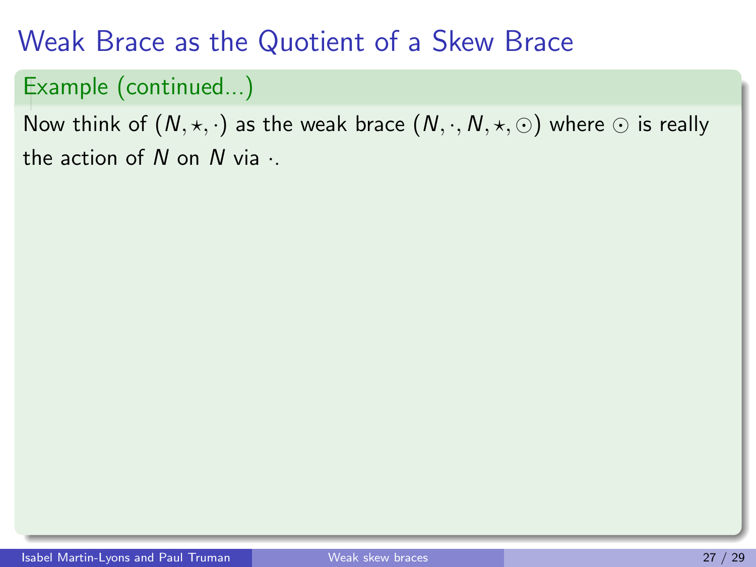# Weak Brace as the Quotient of a Skew Brace

**Example (continued...)**

Now think of $(N, \star, \cdot)$ as the weak brace $(N, \cdot, N, \star, \odot)$ where $\odot$ is really the action of $N$ on $N$ via $\cdot$.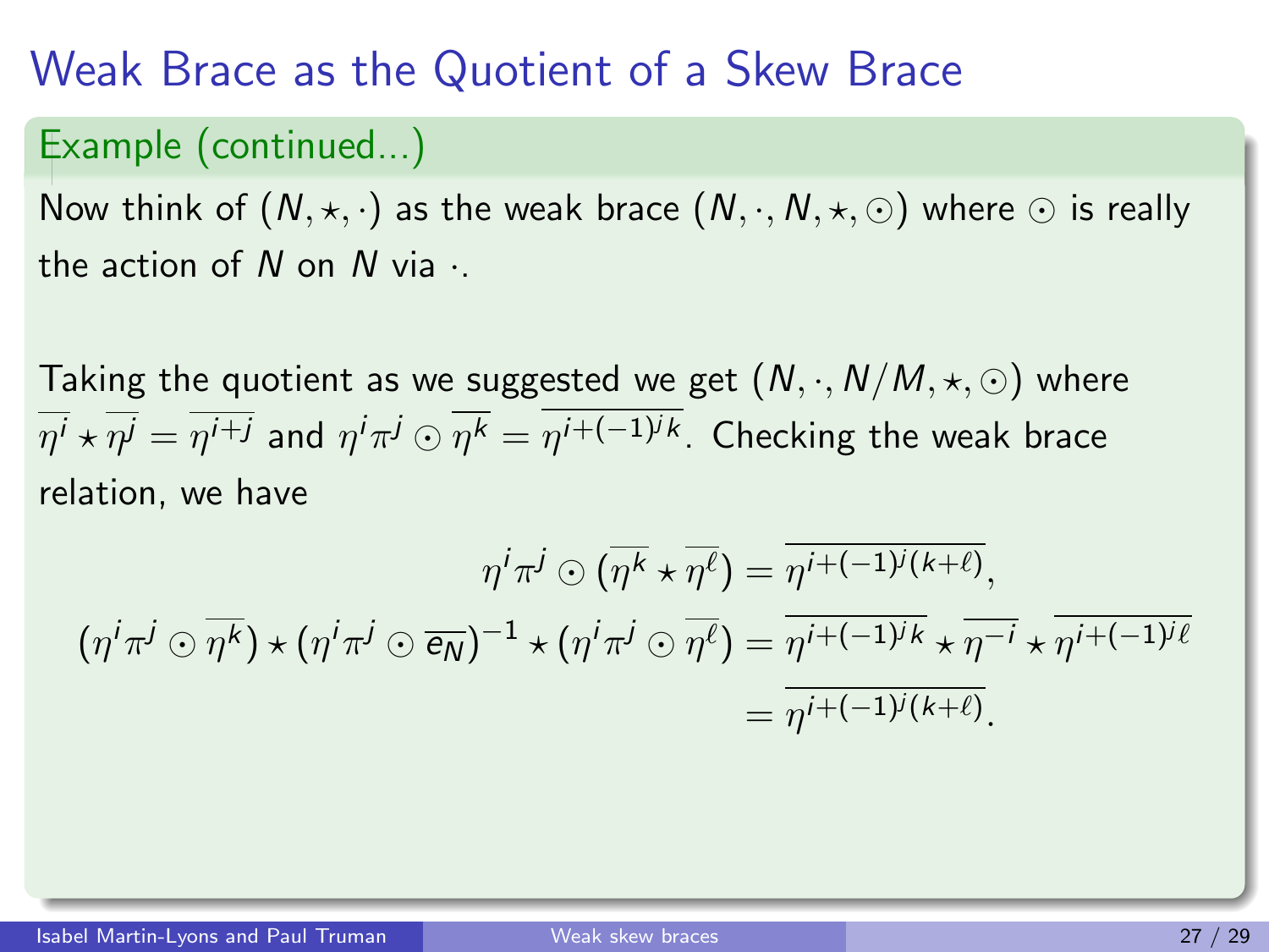# Weak Brace as the Quotient of a Skew Brace

**Example (continued...)**

Now think of $(N, \star, \cdot)$ as the weak brace $(N, \cdot, N, \star, \odot)$ where $\odot$ is really the action of $N$ on $N$ via $\cdot$.

Taking the quotient as we suggested we get $(N, \cdot, N/M, \star, \odot)$ where $\overline{\eta^i} \star \overline{\eta^j} = \overline{\eta^{i+j}}$ and $\eta^i \pi^j \odot \overline{\eta^k} = \overline{\eta^{i+(-1)^j k}}$. Checking the weak brace relation, we have

$$\begin{aligned}
\eta^i \pi^j \odot (\overline{\eta^k} \star \overline{\eta^\ell}) &= \overline{\eta^{i+(-1)^j(k+\ell)}}, \\
(\eta^i \pi^j \odot \overline{\eta^k}) \star (\eta^i \pi^j \odot \overline{e_N})^{-1} \star (\eta^i \pi^j \odot \overline{\eta^\ell}) &= \overline{\eta^{i+(-1)^j k}} \star \overline{\eta^{-i}} \star \overline{\eta^{i+(-1)^j \ell}} \\
&= \overline{\eta^{i+(-1)^j(k+\ell)}}.
\end{aligned}$$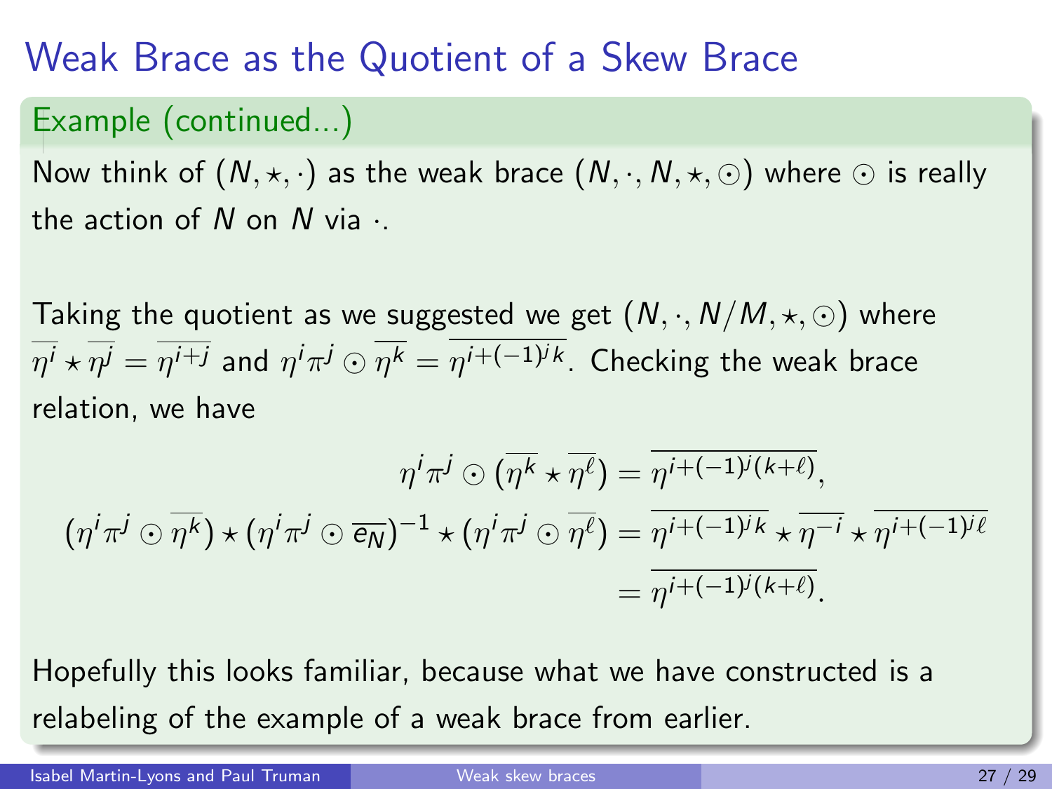# Weak Brace as the Quotient of a Skew Brace

**Example (continued...)**

Now think of $(N, \star, \cdot)$ as the weak brace $(N, \cdot, N, \star, \odot)$ where $\odot$ is really the action of $N$ on $N$ via $\cdot$.

Taking the quotient as we suggested we get $(N, \cdot, N/M, \star, \odot)$ where $\overline{\eta^i} \star \overline{\eta^j} = \overline{\eta^{i+j}}$ and $\eta^i \pi^j \odot \overline{\eta^k} = \overline{\eta^{i+(-1)^j k}}$. Checking the weak brace relation, we have

$$
\begin{aligned}
\eta^i \pi^j \odot (\overline{\eta^k} \star \overline{\eta^\ell}) &= \overline{\eta^{i+(-1)^j(k+\ell)}}, \\
(\eta^i \pi^j \odot \overline{\eta^k}) \star (\eta^i \pi^j \odot \overline{e_N})^{-1} \star (\eta^i \pi^j \odot \overline{\eta^\ell}) &= \overline{\eta^{i+(-1)^j k}} \star \overline{\eta^{-i}} \star \overline{\eta^{i+(-1)^j \ell}} \\
&= \overline{\eta^{i+(-1)^j(k+\ell)}}.
\end{aligned}
$$

Hopefully this looks familiar, because what we have constructed is a relabeling of the example of a weak brace from earlier.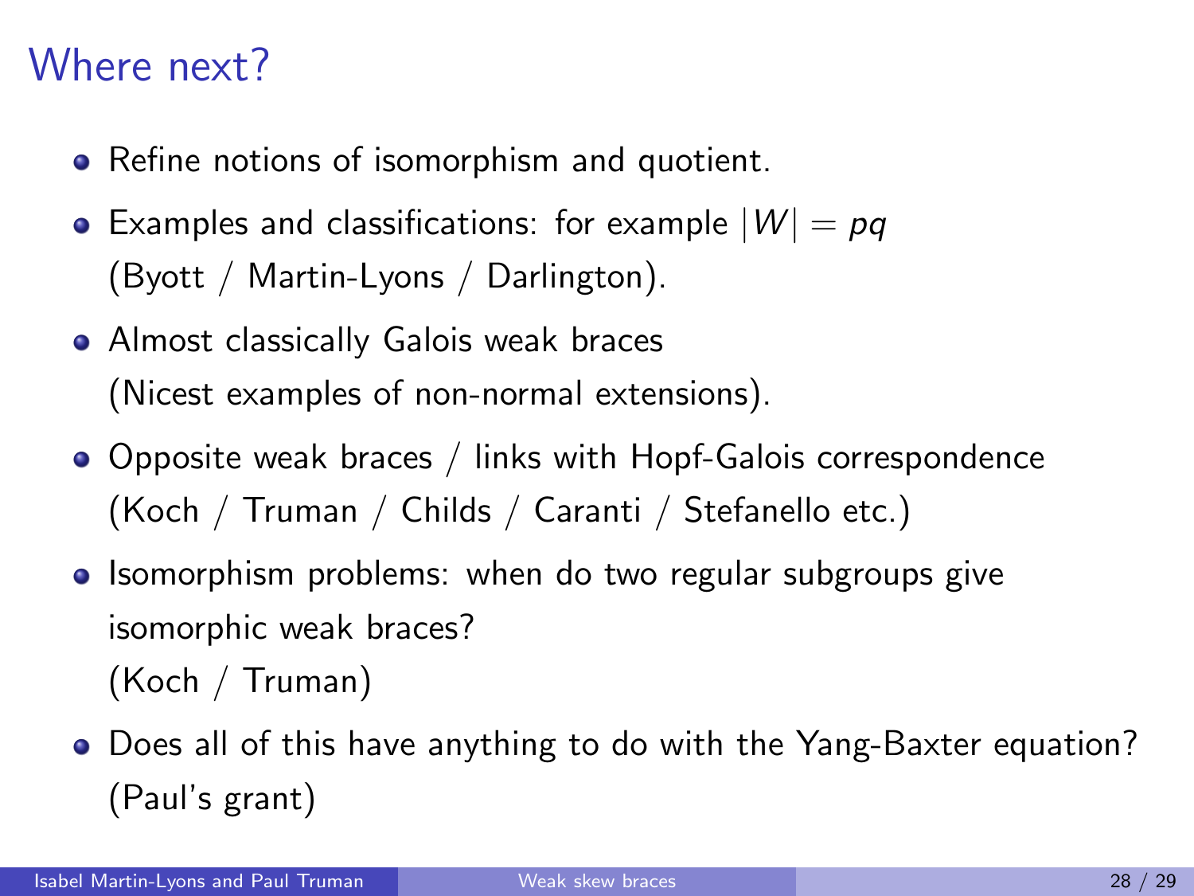# Where next?

- Refine notions of isomorphism and quotient.
- Examples and classifications: for example $|W| = pq$ (Byott / Martin-Lyons / Darlington).
- Almost classically Galois weak braces (Nicest examples of non-normal extensions).
- Opposite weak braces / links with Hopf-Galois correspondence (Koch / Truman / Childs / Caranti / Stefanello etc.)
- Isomorphism problems: when do two regular subgroups give isomorphic weak braces? (Koch / Truman)
- Does all of this have anything to do with the Yang-Baxter equation? (Paul's grant)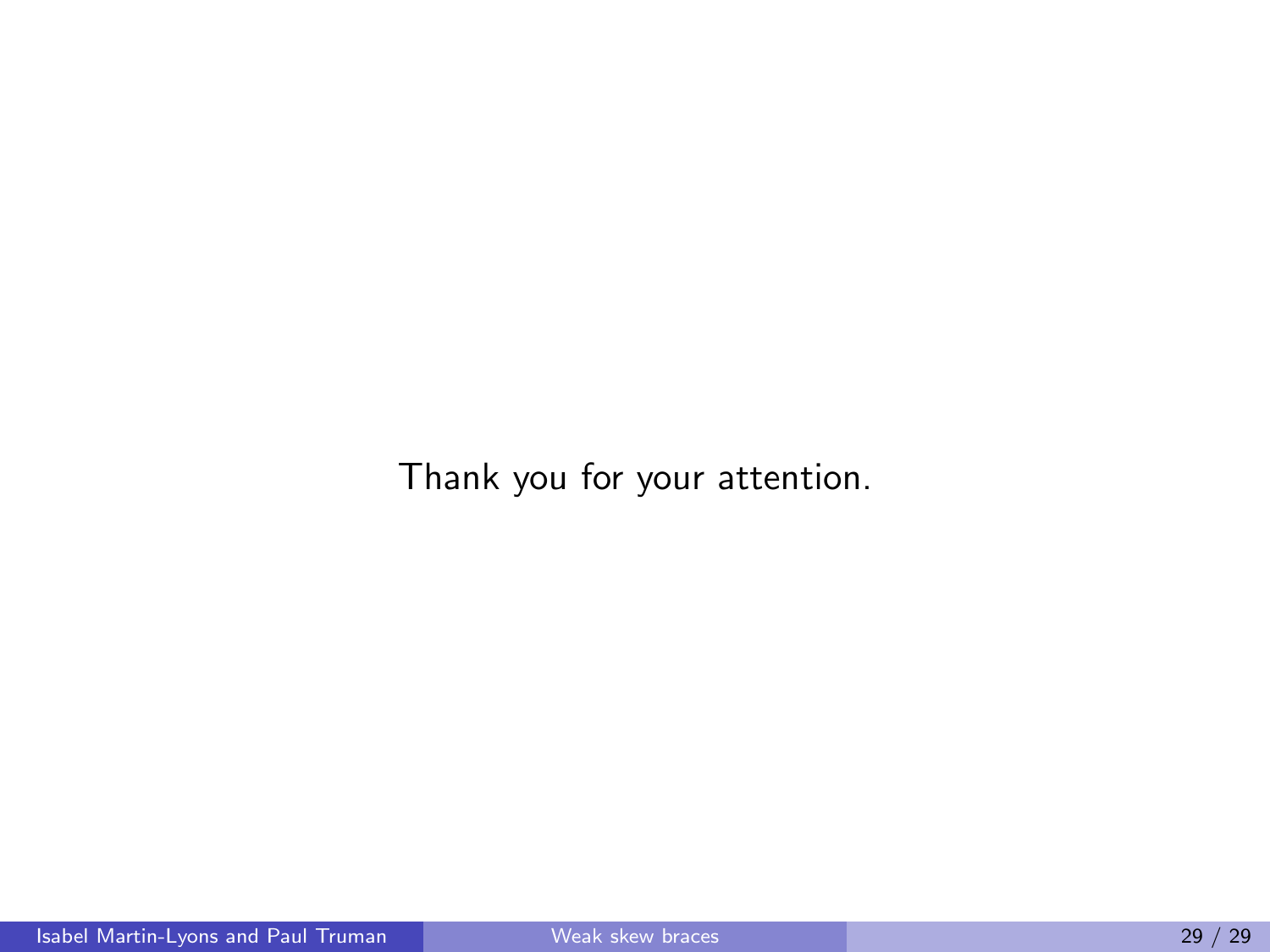Thank you for your attention.